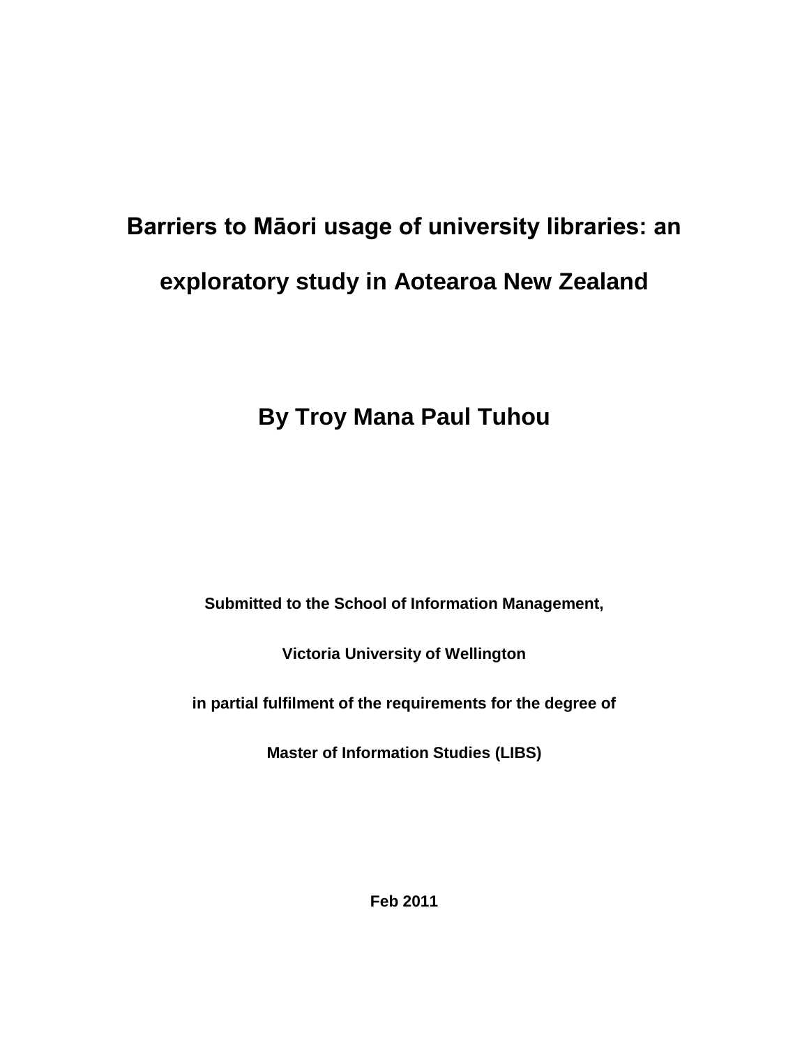# Barriers to Māori usage of university libraries: an exploratory study in Aotearoa New Zealand

## By Troy Mana Paul Tuhou

**Submitted to the School of Information Management,**

**Victoria University of Wellington**

**in partial fulfilment of the requirements for the degree of**

**Master of Information Studies (LIBS)**

**Feb 2011**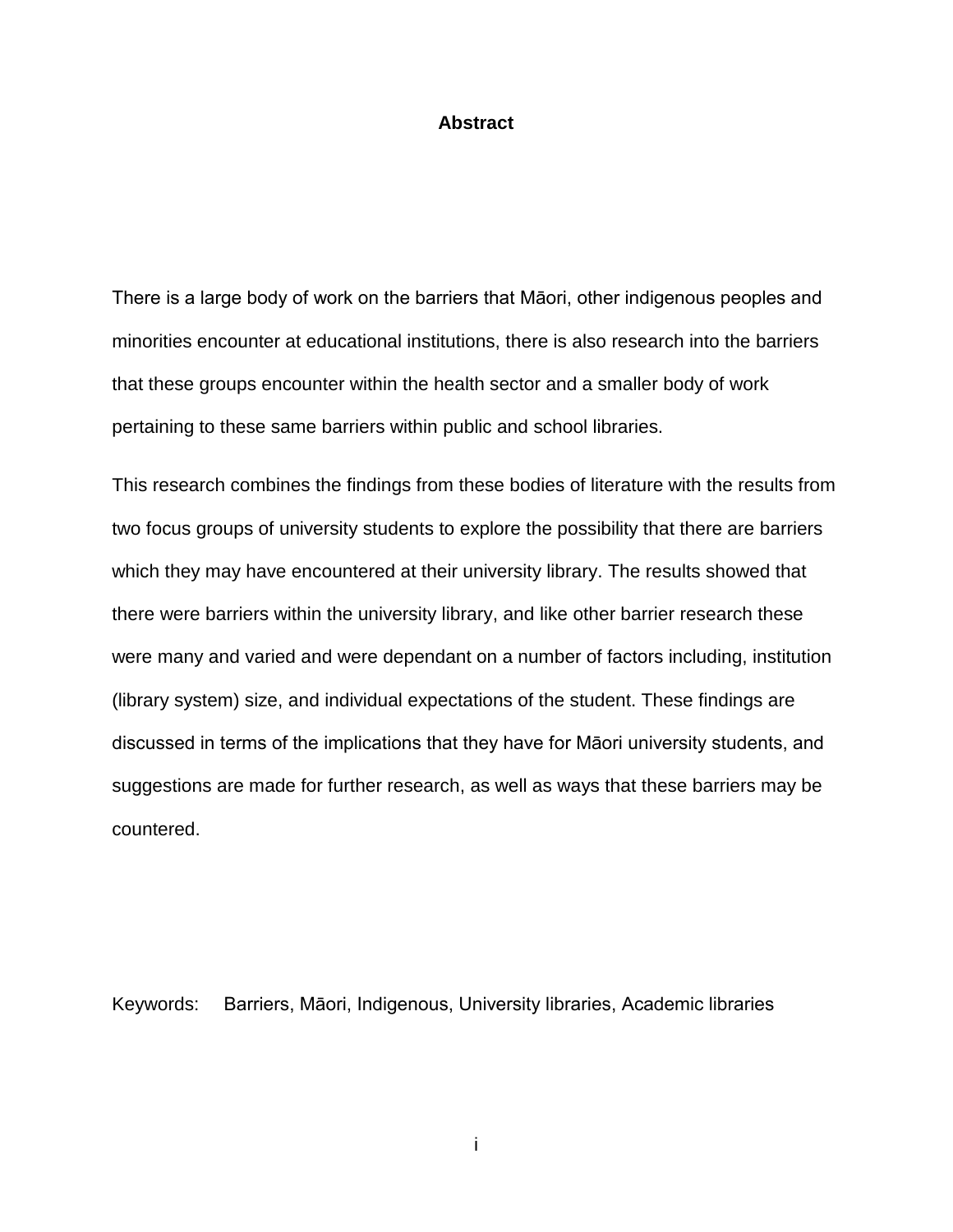# Abstract

There is a large body of work on the barriers that Māori, other indigenous peoples and minorities encounter at educational institutions, there is also research into the barriers that these groups encounter within the health sector and a smaller body of work pertaining to these same barriers within public and school libraries.

This research combines the findings from these bodies of literature with the results from two focus groups of university students to explore the possibility that there are barriers which they may have encountered at their university library. The results showed that there were barriers within the university library, and like other barrier research these were many and varied and were dependant on a number of factors including, institution (library system) size, and individual expectations of the student. These findings are discussed in terms of the implications that they have for Māori university students, and suggestions are made for further research, as well as ways that these barriers may be countered.

Keywords: Barriers, Māori, Indigenous, University libraries, Academic libraries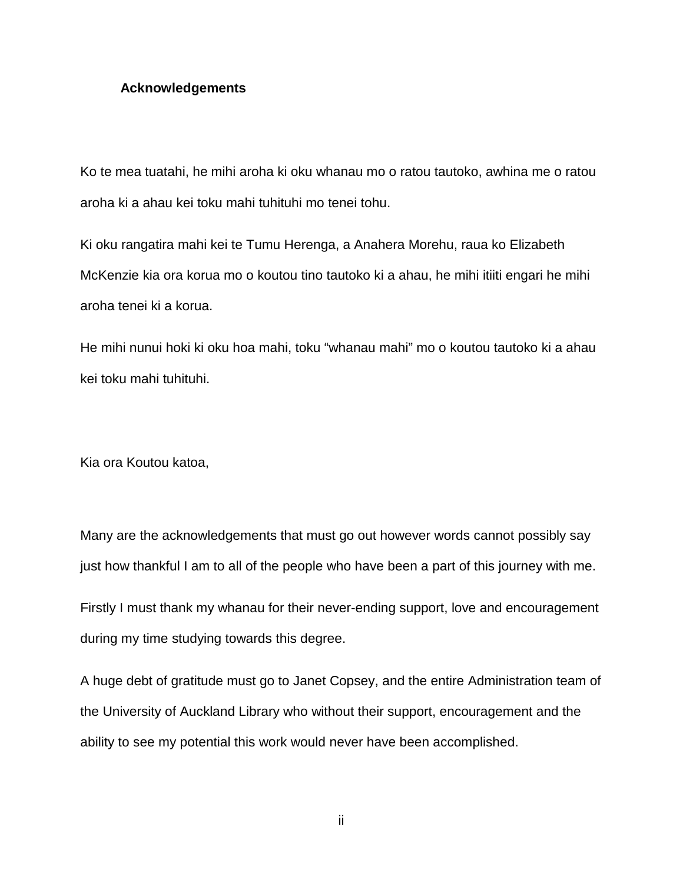## Acknowledgements

Ko te mea tuatahi, he mihi aroha ki oku whanau mo o ratou tautoko, awhina me o ratou aroha ki a ahau kei toku mahi tuhituhi mo tenei tohu.

Ki oku rangatira mahi kei te Tumu Herenga, a Anahera Morehu, raua ko Elizabeth McKenzie kia ora korua mo o koutou tino tautoko ki a ahau, he mihi itiiti engari he mihi aroha tenei ki a korua.

He mihi nunui hoki ki oku hoa mahi, toku "whanau mahi" mo o koutou tautoko ki a ahau kei toku mahi tuhituhi.

Kia ora Koutou katoa,

Many are the acknowledgements that must go out however words cannot possibly say just how thankful I am to all of the people who have been a part of this journey with me.

Firstly I must thank my whanau for their never-ending support, love and encouragement during my time studying towards this degree.

A huge debt of gratitude must go to Janet Copsey, and the entire Administration team of the University of Auckland Library who without their support, encouragement and the ability to see my potential this work would never have been accomplished.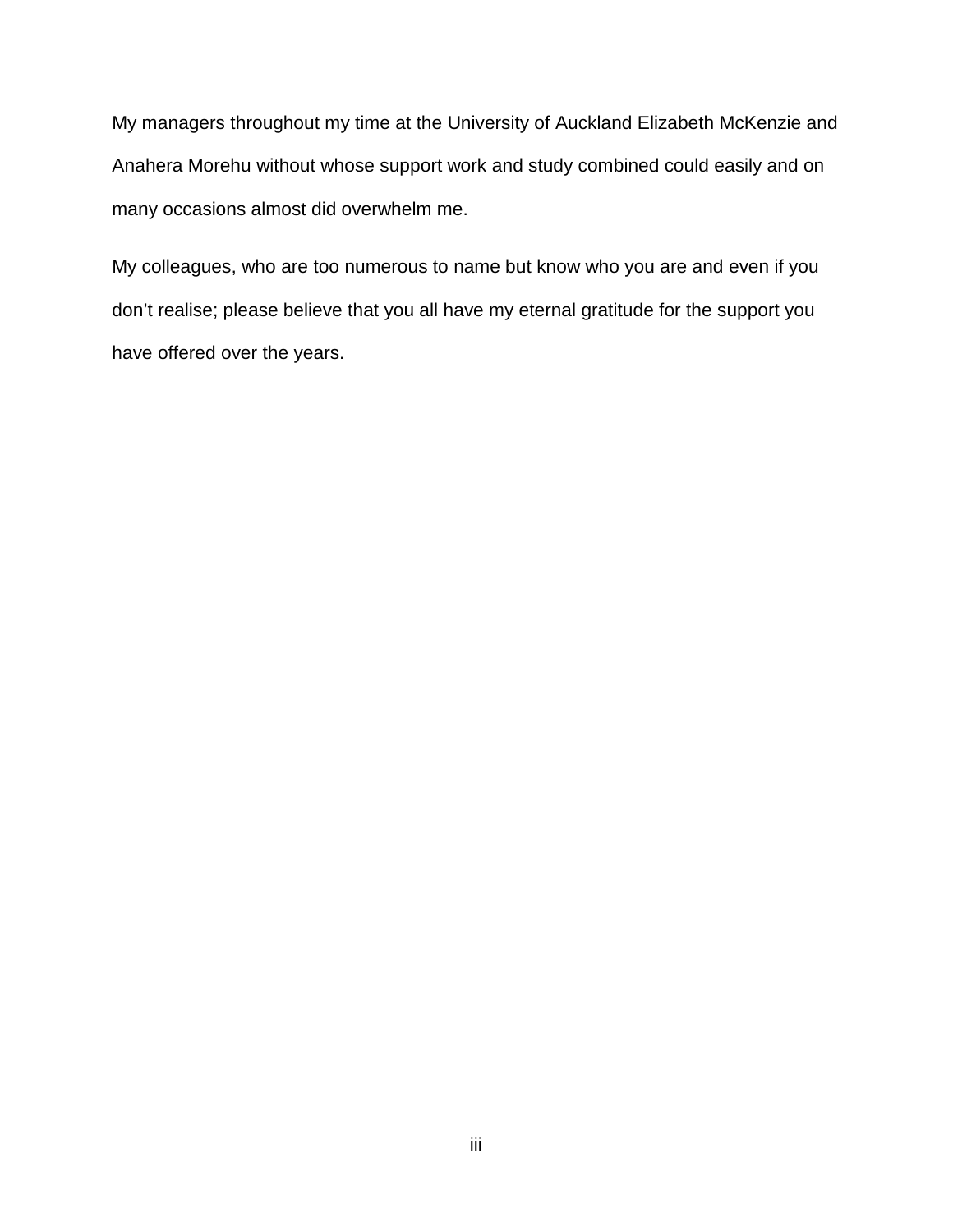My managers throughout my time at the University of Auckland Elizabeth McKenzie and Anahera Morehu without whose support work and study combined could easily and on many occasions almost did overwhelm me.

My colleagues, who are too numerous to name but know who you are and even if you don't realise; please believe that you all have my eternal gratitude for the support you have offered over the years.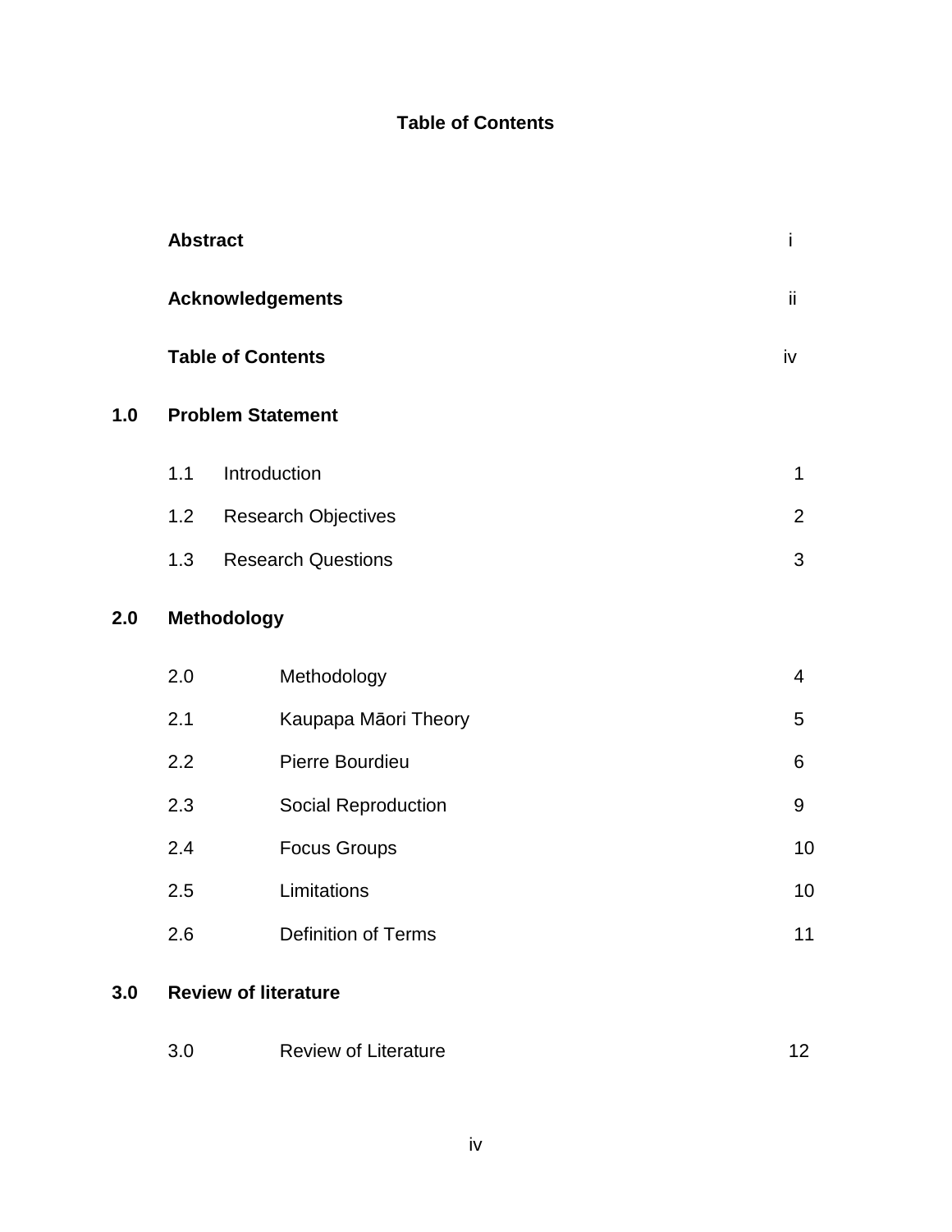# Table of Contents

| | | |
|---|---|---|
| **Abstract** | | i |
| **Acknowledgements** | | ii |
| **Table of Contents** | | iv |
| **1.0** | **Problem Statement** | |
| 1.1 | Introduction | 1 |
| 1.2 | Research Objectives | 2 |
| 1.3 | Research Questions | 3 |
| **2.0** | **Methodology** | |
| 2.0 | Methodology | 4 |
| 2.1 | Kaupapa Māori Theory | 5 |
| 2.2 | Pierre Bourdieu | 6 |
| 2.3 | Social Reproduction | 9 |
| 2.4 | Focus Groups | 10 |
| 2.5 | Limitations | 10 |
| 2.6 | Definition of Terms | 11 |
| **3.0** | **Review of literature** | |
| 3.0 | Review of Literature | 12 |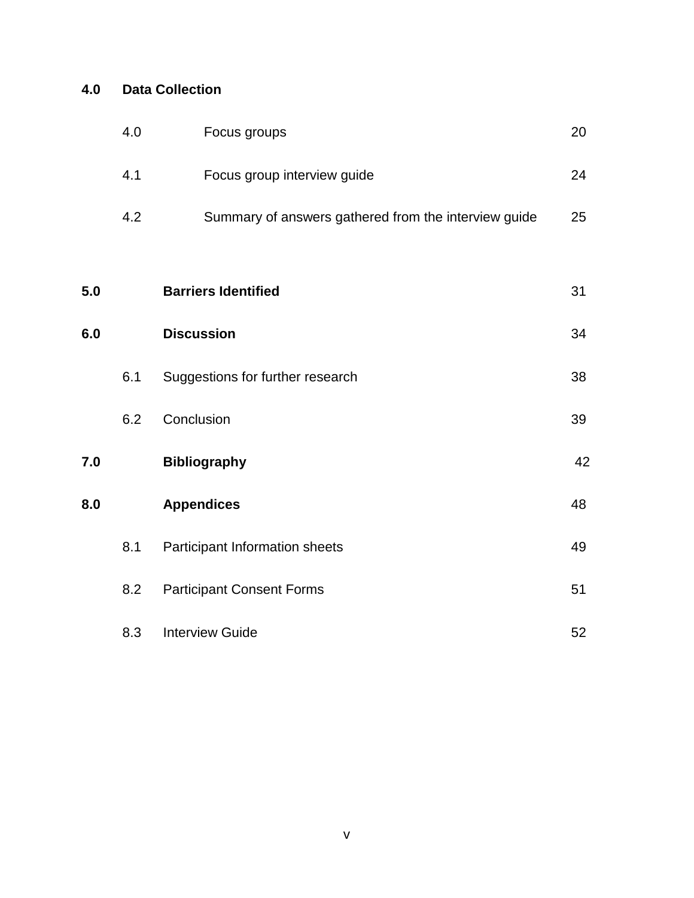**4.0 Data Collection**

| | | |
|---|---|---|
| 4.0 | Focus groups | 20 |
| 4.1 | Focus group interview guide | 24 |
| 4.2 | Summary of answers gathered from the interview guide | 25 |
| **5.0** | **Barriers Identified** | 31 |
| **6.0** | **Discussion** | 34 |
| 6.1 | Suggestions for further research | 38 |
| 6.2 | Conclusion | 39 |
| **7.0** | **Bibliography** | 42 |
| **8.0** | **Appendices** | 48 |
| 8.1 | Participant Information sheets | 49 |
| 8.2 | Participant Consent Forms | 51 |
| 8.3 | Interview Guide | 52 |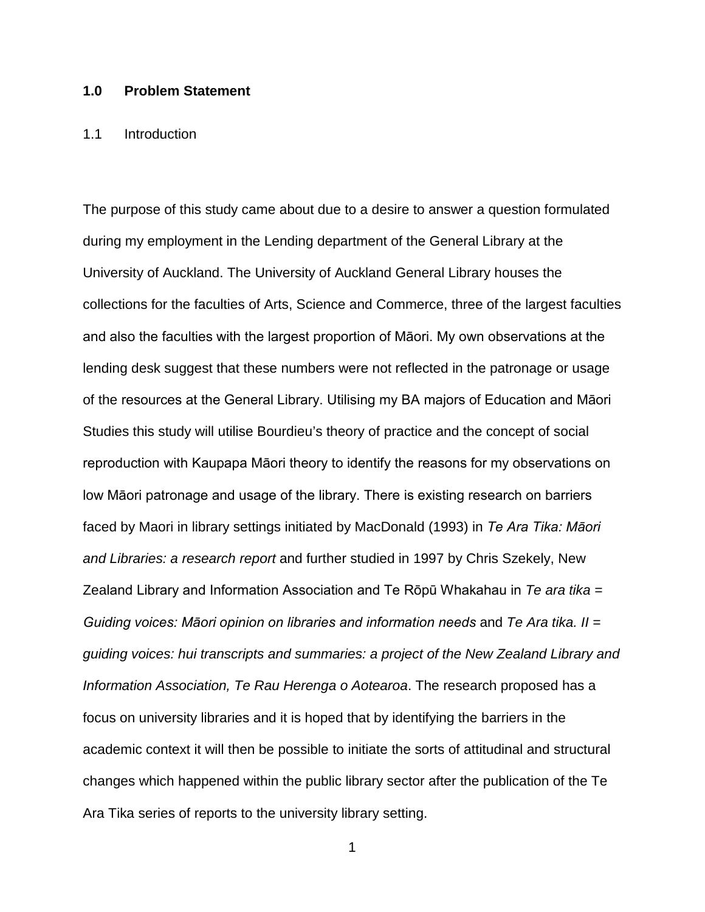## 1.0 Problem Statement

### 1.1 Introduction

The purpose of this study came about due to a desire to answer a question formulated during my employment in the Lending department of the General Library at the University of Auckland. The University of Auckland General Library houses the collections for the faculties of Arts, Science and Commerce, three of the largest faculties and also the faculties with the largest proportion of Māori. My own observations at the lending desk suggest that these numbers were not reflected in the patronage or usage of the resources at the General Library. Utilising my BA majors of Education and Māori Studies this study will utilise Bourdieu's theory of practice and the concept of social reproduction with Kaupapa Māori theory to identify the reasons for my observations on low Māori patronage and usage of the library. There is existing research on barriers faced by Maori in library settings initiated by MacDonald (1993) in *Te Ara Tika: Māori and Libraries: a research report* and further studied in 1997 by Chris Szekely, New Zealand Library and Information Association and Te Rōpū Whakahau in *Te ara tika = Guiding voices: Māori opinion on libraries and information needs* and *Te Ara tika. II = guiding voices: hui transcripts and summaries: a project of the New Zealand Library and Information Association, Te Rau Herenga o Aotearoa*. The research proposed has a focus on university libraries and it is hoped that by identifying the barriers in the academic context it will then be possible to initiate the sorts of attitudinal and structural changes which happened within the public library sector after the publication of the Te Ara Tika series of reports to the university library setting.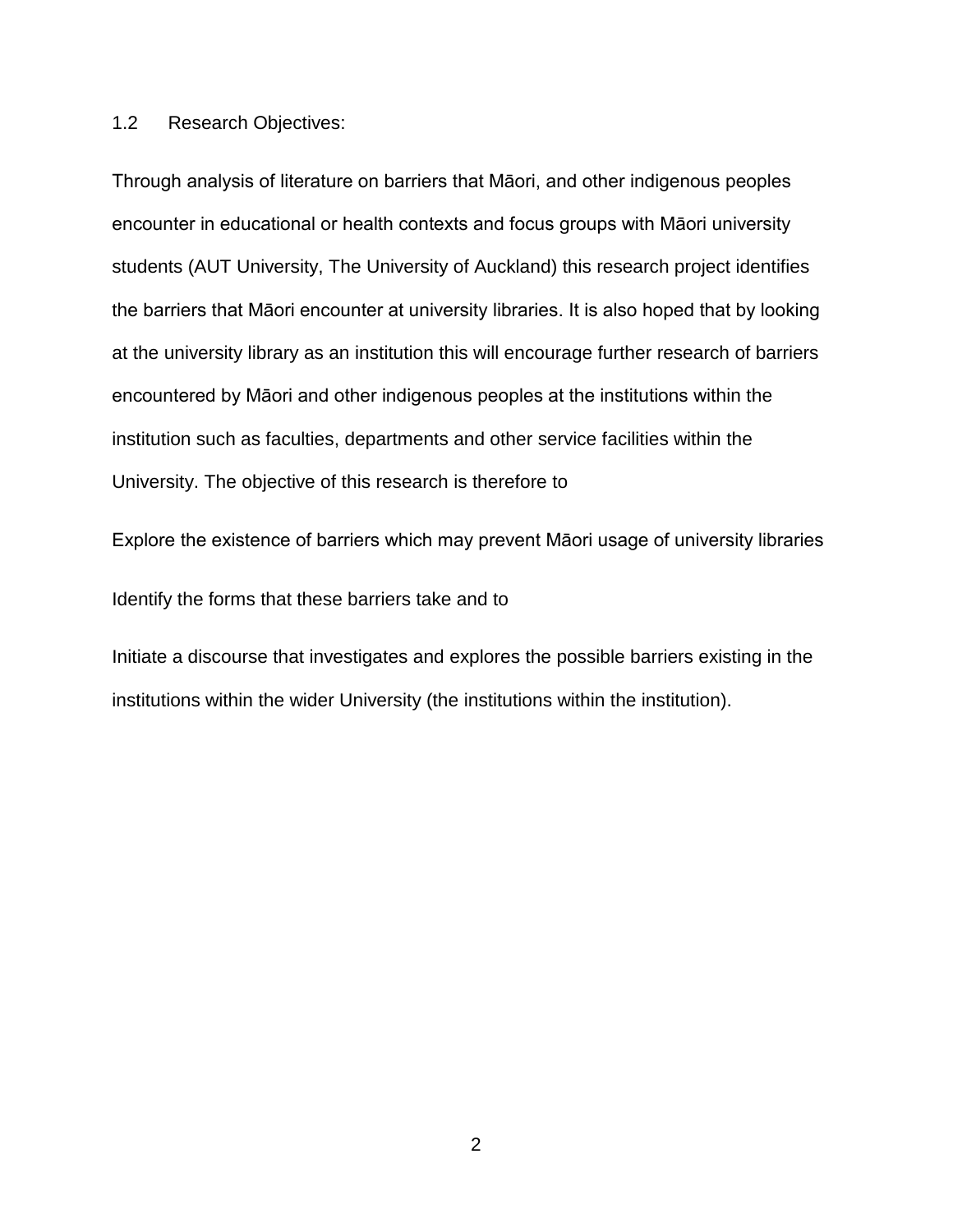## 1.2 Research Objectives:

Through analysis of literature on barriers that Māori, and other indigenous peoples encounter in educational or health contexts and focus groups with Māori university students (AUT University, The University of Auckland) this research project identifies the barriers that Māori encounter at university libraries. It is also hoped that by looking at the university library as an institution this will encourage further research of barriers encountered by Māori and other indigenous peoples at the institutions within the institution such as faculties, departments and other service facilities within the University. The objective of this research is therefore to

Explore the existence of barriers which may prevent Māori usage of university libraries

Identify the forms that these barriers take and to

Initiate a discourse that investigates and explores the possible barriers existing in the institutions within the wider University (the institutions within the institution).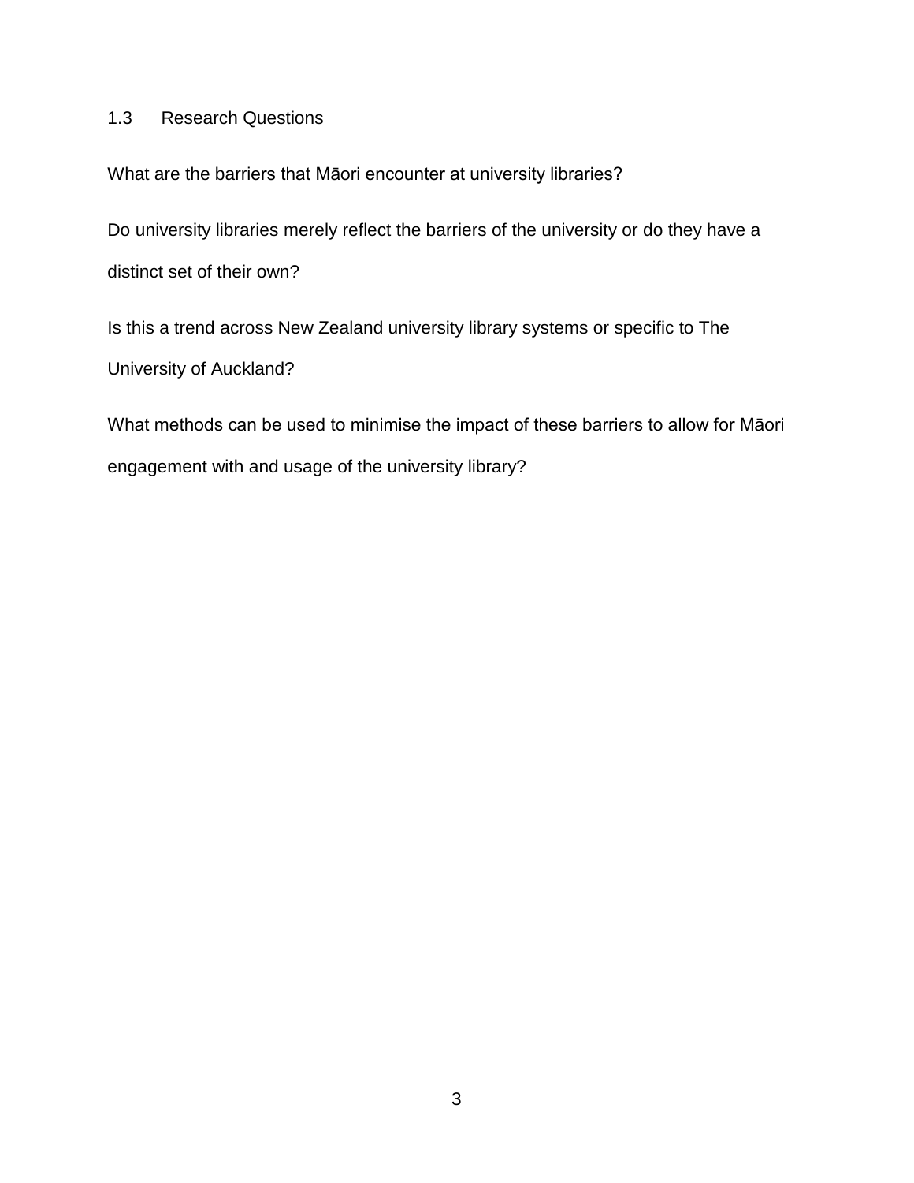### 1.3 Research Questions

What are the barriers that Māori encounter at university libraries?

Do university libraries merely reflect the barriers of the university or do they have a distinct set of their own?

Is this a trend across New Zealand university library systems or specific to The University of Auckland?

What methods can be used to minimise the impact of these barriers to allow for Māori engagement with and usage of the university library?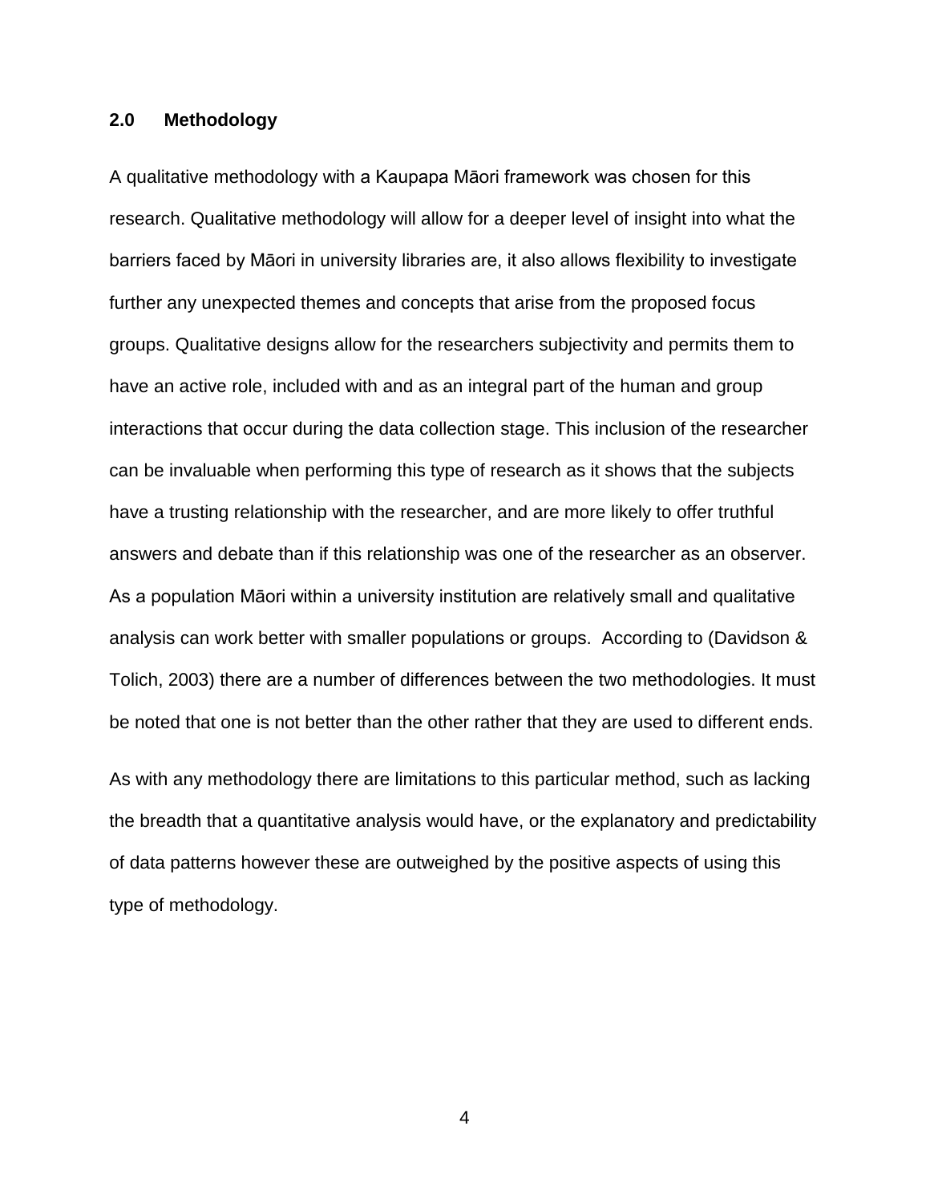## 2.0 Methodology

A qualitative methodology with a Kaupapa Māori framework was chosen for this research. Qualitative methodology will allow for a deeper level of insight into what the barriers faced by Māori in university libraries are, it also allows flexibility to investigate further any unexpected themes and concepts that arise from the proposed focus groups. Qualitative designs allow for the researchers subjectivity and permits them to have an active role, included with and as an integral part of the human and group interactions that occur during the data collection stage. This inclusion of the researcher can be invaluable when performing this type of research as it shows that the subjects have a trusting relationship with the researcher, and are more likely to offer truthful answers and debate than if this relationship was one of the researcher as an observer. As a population Māori within a university institution are relatively small and qualitative analysis can work better with smaller populations or groups. According to (Davidson & Tolich, 2003) there are a number of differences between the two methodologies. It must be noted that one is not better than the other rather that they are used to different ends.

As with any methodology there are limitations to this particular method, such as lacking the breadth that a quantitative analysis would have, or the explanatory and predictability of data patterns however these are outweighed by the positive aspects of using this type of methodology.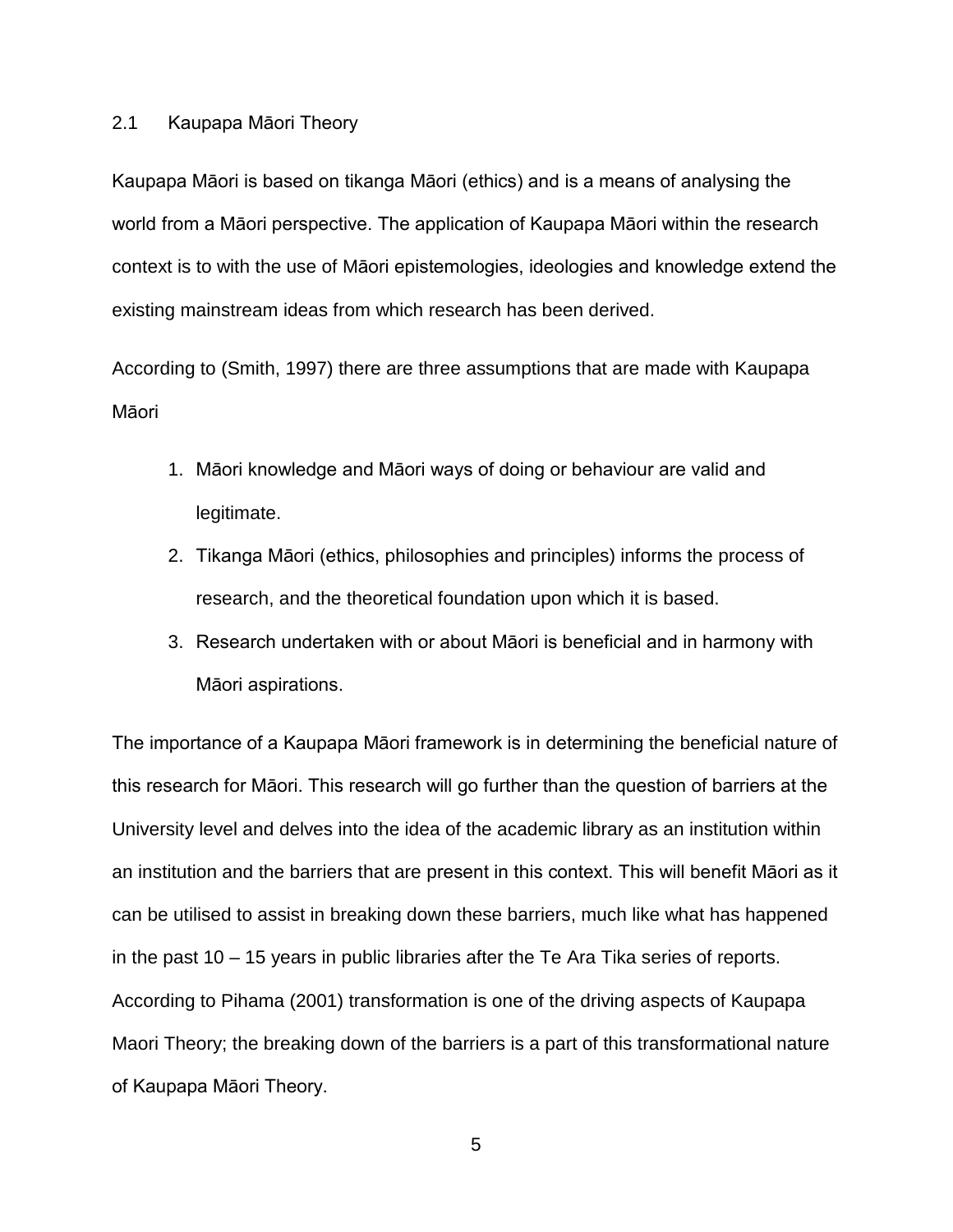## 2.1 Kaupapa Māori Theory

Kaupapa Māori is based on tikanga Māori (ethics) and is a means of analysing the world from a Māori perspective. The application of Kaupapa Māori within the research context is to with the use of Māori epistemologies, ideologies and knowledge extend the existing mainstream ideas from which research has been derived.

According to (Smith, 1997) there are three assumptions that are made with Kaupapa Māori

1. Māori knowledge and Māori ways of doing or behaviour are valid and legitimate.
2. Tikanga Māori (ethics, philosophies and principles) informs the process of research, and the theoretical foundation upon which it is based.
3. Research undertaken with or about Māori is beneficial and in harmony with Māori aspirations.

The importance of a Kaupapa Māori framework is in determining the beneficial nature of this research for Māori. This research will go further than the question of barriers at the University level and delves into the idea of the academic library as an institution within an institution and the barriers that are present in this context. This will benefit Māori as it can be utilised to assist in breaking down these barriers, much like what has happened in the past 10 – 15 years in public libraries after the Te Ara Tika series of reports. According to Pihama (2001) transformation is one of the driving aspects of Kaupapa Maori Theory; the breaking down of the barriers is a part of this transformational nature of Kaupapa Māori Theory.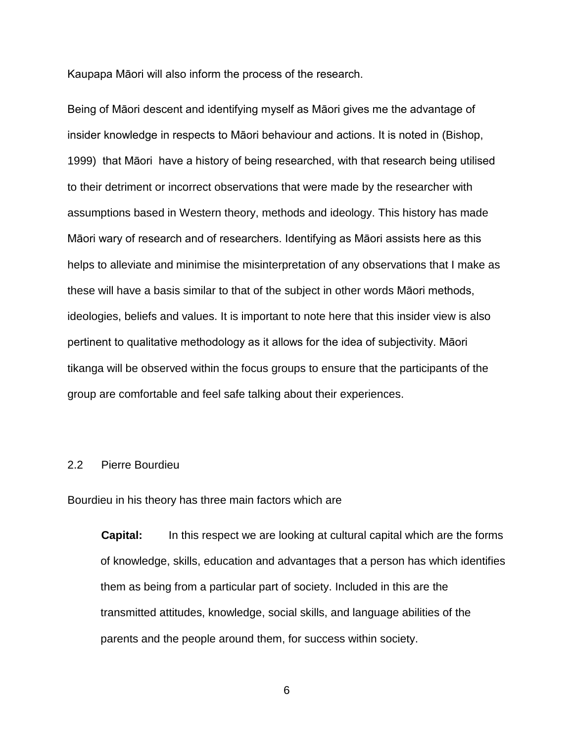Kaupapa Māori will also inform the process of the research.

Being of Māori descent and identifying myself as Māori gives me the advantage of insider knowledge in respects to Māori behaviour and actions. It is noted in (Bishop, 1999) that Māori have a history of being researched, with that research being utilised to their detriment or incorrect observations that were made by the researcher with assumptions based in Western theory, methods and ideology. This history has made Māori wary of research and of researchers. Identifying as Māori assists here as this helps to alleviate and minimise the misinterpretation of any observations that I make as these will have a basis similar to that of the subject in other words Māori methods, ideologies, beliefs and values. It is important to note here that this insider view is also pertinent to qualitative methodology as it allows for the idea of subjectivity. Māori tikanga will be observed within the focus groups to ensure that the participants of the group are comfortable and feel safe talking about their experiences.

## 2.2 Pierre Bourdieu

Bourdieu in his theory has three main factors which are

> **Capital:** In this respect we are looking at cultural capital which are the forms of knowledge, skills, education and advantages that a person has which identifies them as being from a particular part of society. Included in this are the transmitted attitudes, knowledge, social skills, and language abilities of the parents and the people around them, for success within society.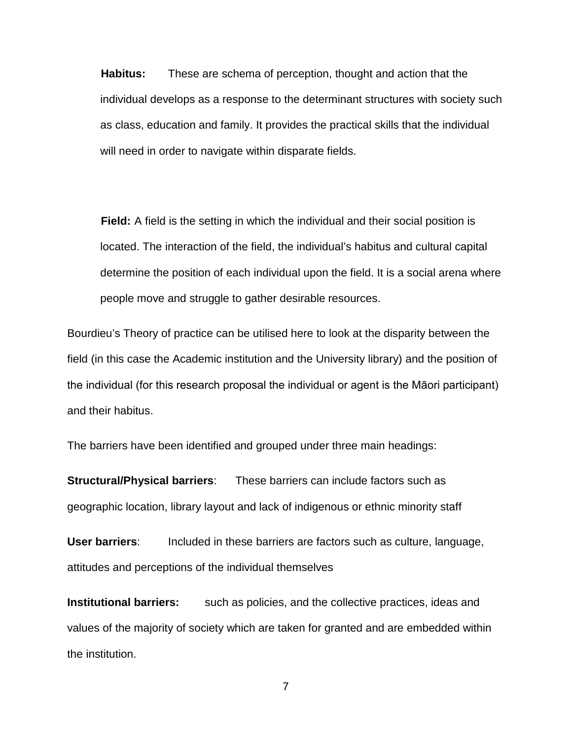**Habitus:** These are schema of perception, thought and action that the individual develops as a response to the determinant structures with society such as class, education and family. It provides the practical skills that the individual will need in order to navigate within disparate fields.

**Field:** A field is the setting in which the individual and their social position is located. The interaction of the field, the individual's habitus and cultural capital determine the position of each individual upon the field. It is a social arena where people move and struggle to gather desirable resources.

Bourdieu's Theory of practice can be utilised here to look at the disparity between the field (in this case the Academic institution and the University library) and the position of the individual (for this research proposal the individual or agent is the Māori participant) and their habitus.

The barriers have been identified and grouped under three main headings:

**Structural/Physical barriers**: These barriers can include factors such as geographic location, library layout and lack of indigenous or ethnic minority staff

**User barriers**: Included in these barriers are factors such as culture, language, attitudes and perceptions of the individual themselves

**Institutional barriers:** such as policies, and the collective practices, ideas and values of the majority of society which are taken for granted and are embedded within the institution.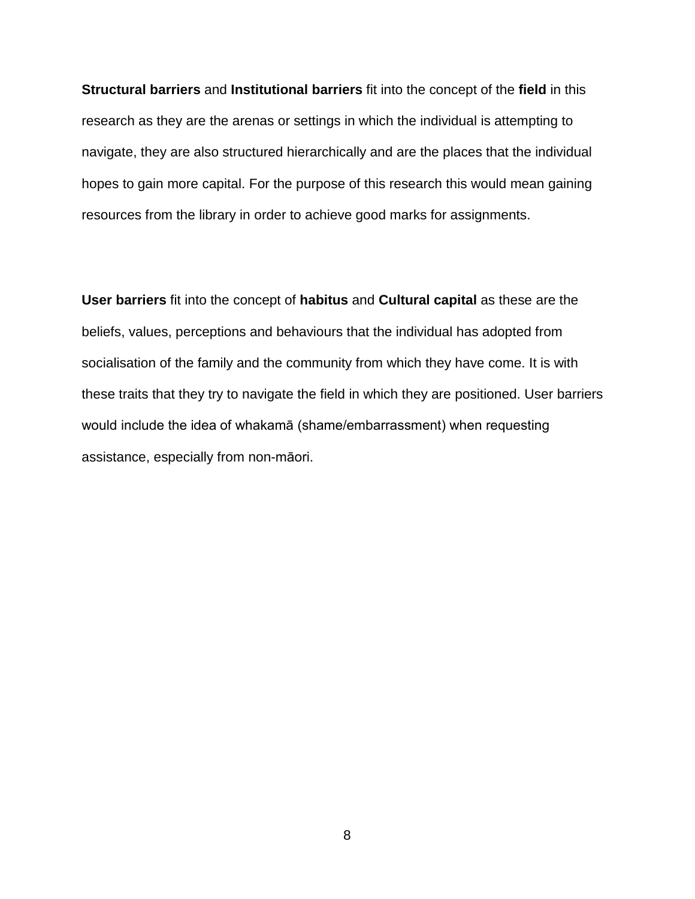**Structural barriers** and **Institutional barriers** fit into the concept of the **field** in this research as they are the arenas or settings in which the individual is attempting to navigate, they are also structured hierarchically and are the places that the individual hopes to gain more capital. For the purpose of this research this would mean gaining resources from the library in order to achieve good marks for assignments.

**User barriers** fit into the concept of **habitus** and **Cultural capital** as these are the beliefs, values, perceptions and behaviours that the individual has adopted from socialisation of the family and the community from which they have come. It is with these traits that they try to navigate the field in which they are positioned. User barriers would include the idea of whakamā (shame/embarrassment) when requesting assistance, especially from non-māori.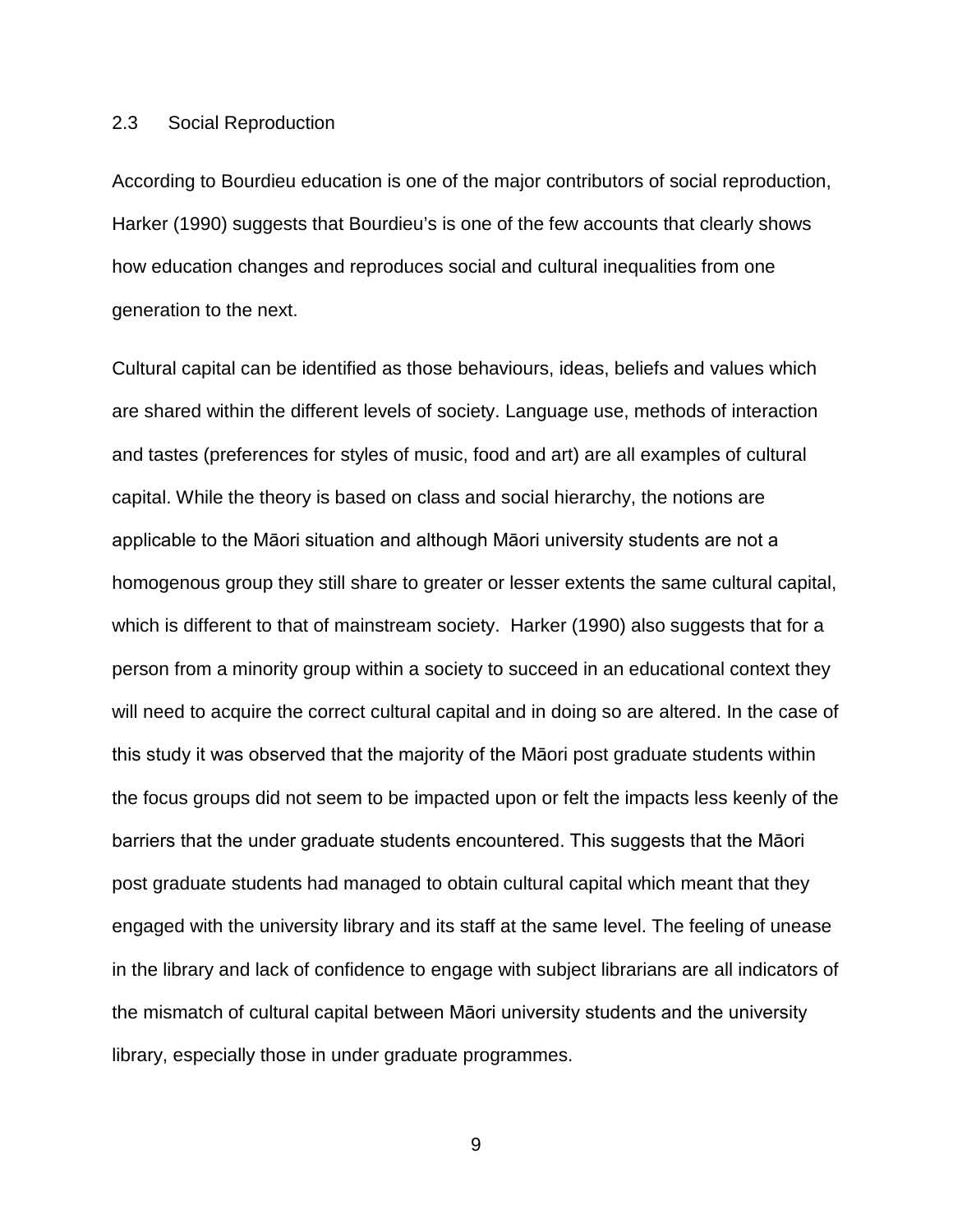## 2.3 Social Reproduction

According to Bourdieu education is one of the major contributors of social reproduction, Harker (1990) suggests that Bourdieu's is one of the few accounts that clearly shows how education changes and reproduces social and cultural inequalities from one generation to the next.

Cultural capital can be identified as those behaviours, ideas, beliefs and values which are shared within the different levels of society. Language use, methods of interaction and tastes (preferences for styles of music, food and art) are all examples of cultural capital. While the theory is based on class and social hierarchy, the notions are applicable to the Māori situation and although Māori university students are not a homogenous group they still share to greater or lesser extents the same cultural capital, which is different to that of mainstream society. Harker (1990) also suggests that for a person from a minority group within a society to succeed in an educational context they will need to acquire the correct cultural capital and in doing so are altered. In the case of this study it was observed that the majority of the Māori post graduate students within the focus groups did not seem to be impacted upon or felt the impacts less keenly of the barriers that the under graduate students encountered. This suggests that the Māori post graduate students had managed to obtain cultural capital which meant that they engaged with the university library and its staff at the same level. The feeling of unease in the library and lack of confidence to engage with subject librarians are all indicators of the mismatch of cultural capital between Māori university students and the university library, especially those in under graduate programmes.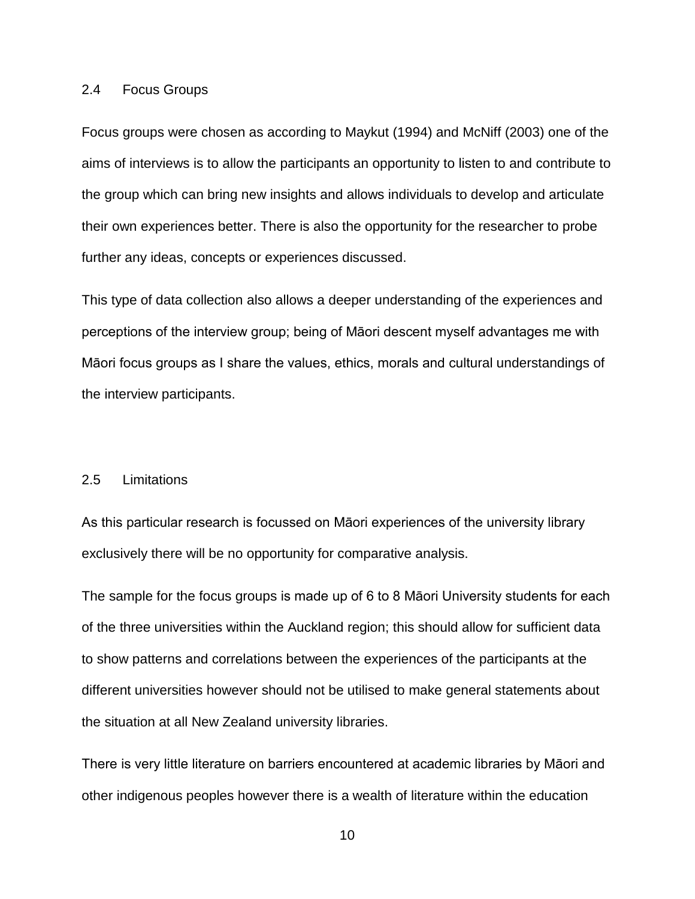## 2.4 Focus Groups

Focus groups were chosen as according to Maykut (1994) and McNiff (2003) one of the aims of interviews is to allow the participants an opportunity to listen to and contribute to the group which can bring new insights and allows individuals to develop and articulate their own experiences better. There is also the opportunity for the researcher to probe further any ideas, concepts or experiences discussed.

This type of data collection also allows a deeper understanding of the experiences and perceptions of the interview group; being of Māori descent myself advantages me with Māori focus groups as I share the values, ethics, morals and cultural understandings of the interview participants.

## 2.5 Limitations

As this particular research is focussed on Māori experiences of the university library exclusively there will be no opportunity for comparative analysis.

The sample for the focus groups is made up of 6 to 8 Māori University students for each of the three universities within the Auckland region; this should allow for sufficient data to show patterns and correlations between the experiences of the participants at the different universities however should not be utilised to make general statements about the situation at all New Zealand university libraries.

There is very little literature on barriers encountered at academic libraries by Māori and other indigenous peoples however there is a wealth of literature within the education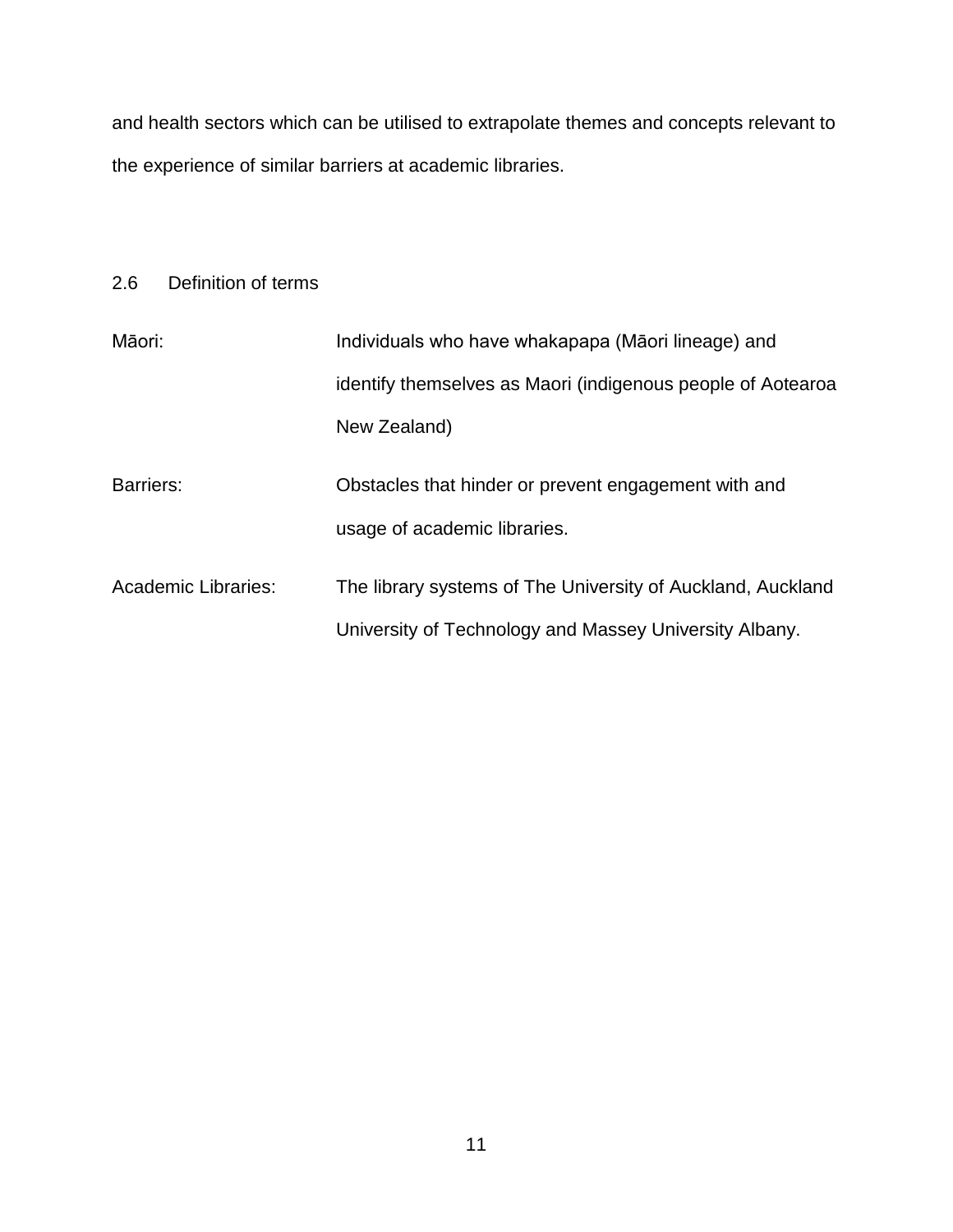and health sectors which can be utilised to extrapolate themes and concepts relevant to the experience of similar barriers at academic libraries.

## 2.6 Definition of terms

| | |
|---|---|
| Māori: | Individuals who have whakapapa (Māori lineage) and identify themselves as Maori (indigenous people of Aotearoa New Zealand) |
| Barriers: | Obstacles that hinder or prevent engagement with and usage of academic libraries. |
| Academic Libraries: | The library systems of The University of Auckland, Auckland University of Technology and Massey University Albany. |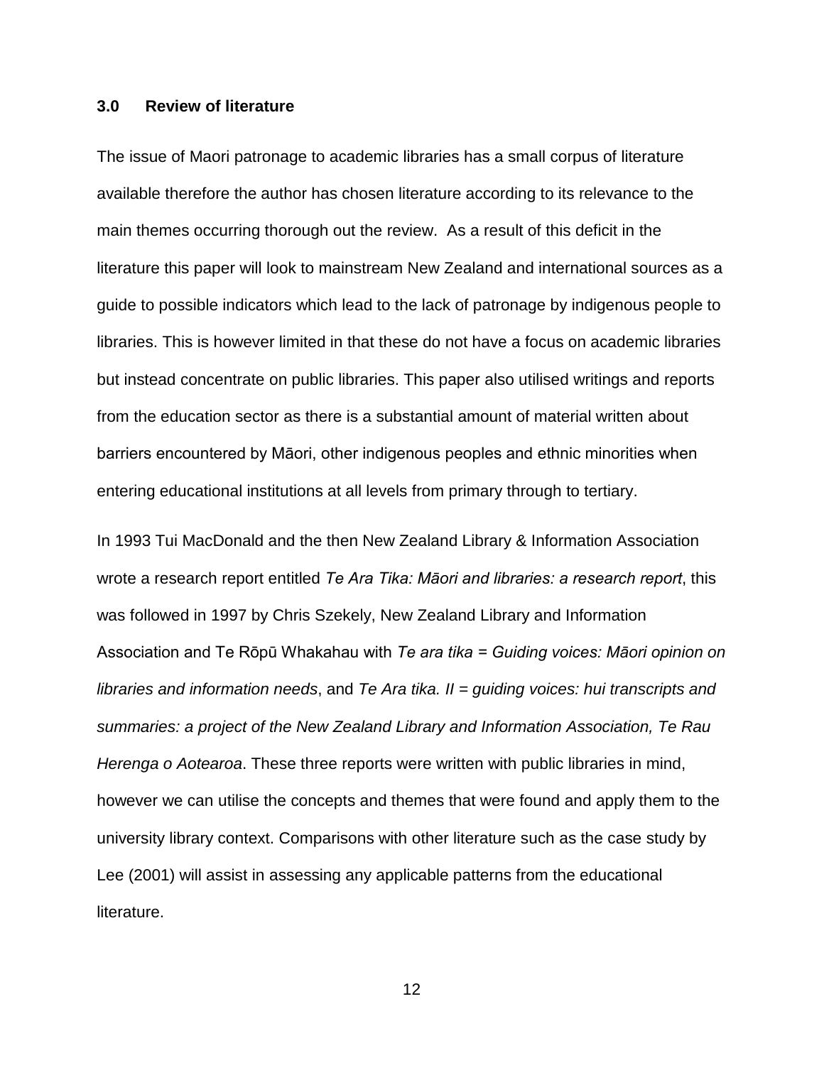## 3.0 Review of literature

The issue of Maori patronage to academic libraries has a small corpus of literature available therefore the author has chosen literature according to its relevance to the main themes occurring thorough out the review.  As a result of this deficit in the literature this paper will look to mainstream New Zealand and international sources as a guide to possible indicators which lead to the lack of patronage by indigenous people to libraries. This is however limited in that these do not have a focus on academic libraries but instead concentrate on public libraries. This paper also utilised writings and reports from the education sector as there is a substantial amount of material written about barriers encountered by Māori, other indigenous peoples and ethnic minorities when entering educational institutions at all levels from primary through to tertiary.

In 1993 Tui MacDonald and the then New Zealand Library & Information Association wrote a research report entitled *Te Ara Tika: Māori and libraries: a research report*, this was followed in 1997 by Chris Szekely, New Zealand Library and Information Association and Te Rōpū Whakahau with *Te ara tika = Guiding voices: Māori opinion on libraries and information needs*, and *Te Ara tika. II = guiding voices: hui transcripts and summaries: a project of the New Zealand Library and Information Association, Te Rau Herenga o Aotearoa*. These three reports were written with public libraries in mind, however we can utilise the concepts and themes that were found and apply them to the university library context. Comparisons with other literature such as the case study by Lee (2001) will assist in assessing any applicable patterns from the educational literature.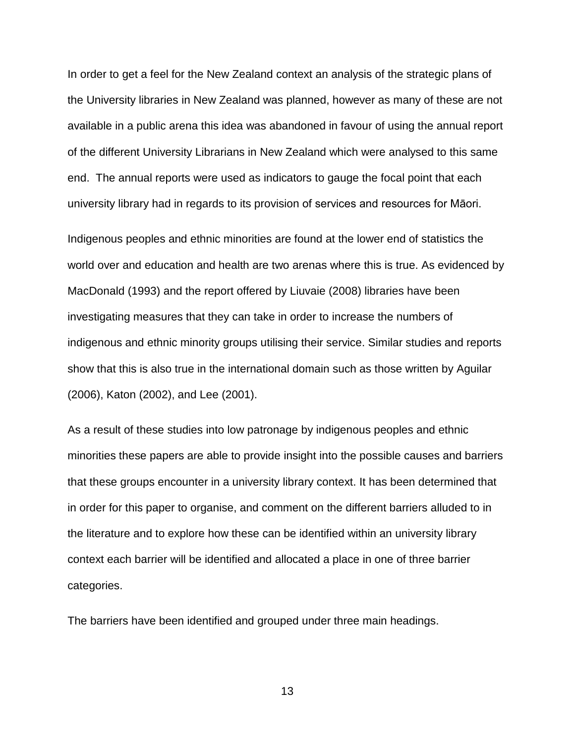In order to get a feel for the New Zealand context an analysis of the strategic plans of the University libraries in New Zealand was planned, however as many of these are not available in a public arena this idea was abandoned in favour of using the annual report of the different University Librarians in New Zealand which were analysed to this same end. The annual reports were used as indicators to gauge the focal point that each university library had in regards to its provision of services and resources for Māori.

Indigenous peoples and ethnic minorities are found at the lower end of statistics the world over and education and health are two arenas where this is true. As evidenced by MacDonald (1993) and the report offered by Liuvaie (2008) libraries have been investigating measures that they can take in order to increase the numbers of indigenous and ethnic minority groups utilising their service. Similar studies and reports show that this is also true in the international domain such as those written by Aguilar (2006), Katon (2002), and Lee (2001).

As a result of these studies into low patronage by indigenous peoples and ethnic minorities these papers are able to provide insight into the possible causes and barriers that these groups encounter in a university library context. It has been determined that in order for this paper to organise, and comment on the different barriers alluded to in the literature and to explore how these can be identified within an university library context each barrier will be identified and allocated a place in one of three barrier categories.

The barriers have been identified and grouped under three main headings.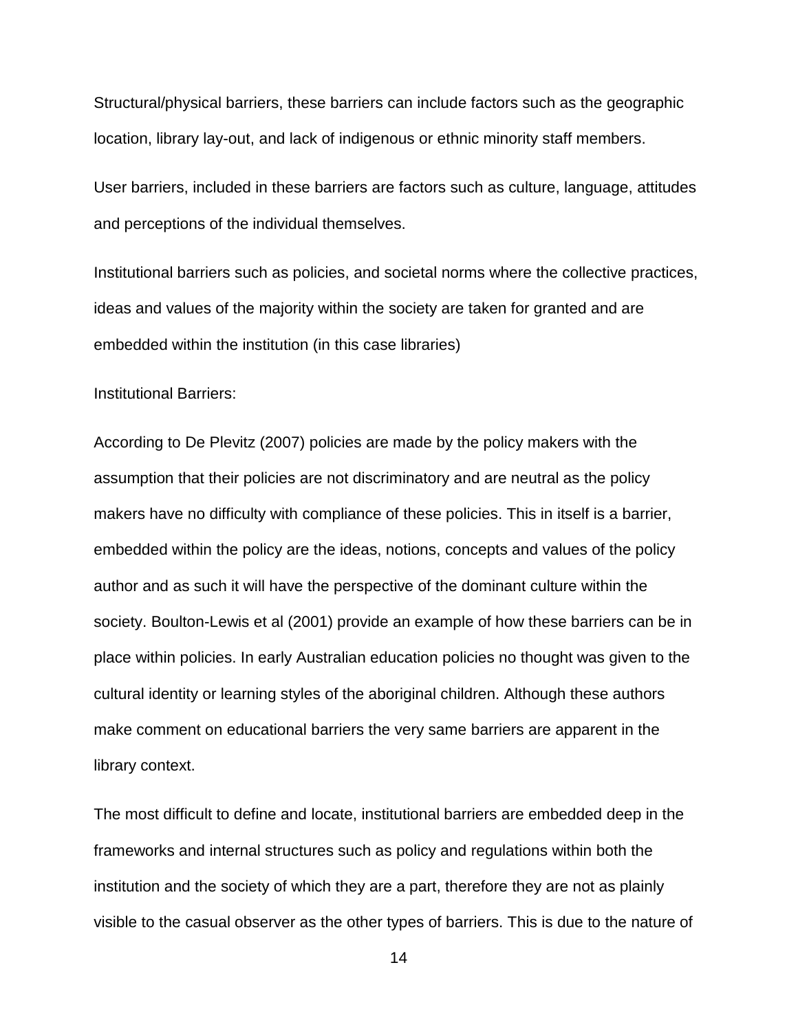Structural/physical barriers, these barriers can include factors such as the geographic location, library lay-out, and lack of indigenous or ethnic minority staff members.

User barriers, included in these barriers are factors such as culture, language, attitudes and perceptions of the individual themselves.

Institutional barriers such as policies, and societal norms where the collective practices, ideas and values of the majority within the society are taken for granted and are embedded within the institution (in this case libraries)

Institutional Barriers:

According to De Plevitz (2007) policies are made by the policy makers with the assumption that their policies are not discriminatory and are neutral as the policy makers have no difficulty with compliance of these policies. This in itself is a barrier, embedded within the policy are the ideas, notions, concepts and values of the policy author and as such it will have the perspective of the dominant culture within the society. Boulton-Lewis et al (2001) provide an example of how these barriers can be in place within policies. In early Australian education policies no thought was given to the cultural identity or learning styles of the aboriginal children. Although these authors make comment on educational barriers the very same barriers are apparent in the library context.

The most difficult to define and locate, institutional barriers are embedded deep in the frameworks and internal structures such as policy and regulations within both the institution and the society of which they are a part, therefore they are not as plainly visible to the casual observer as the other types of barriers. This is due to the nature of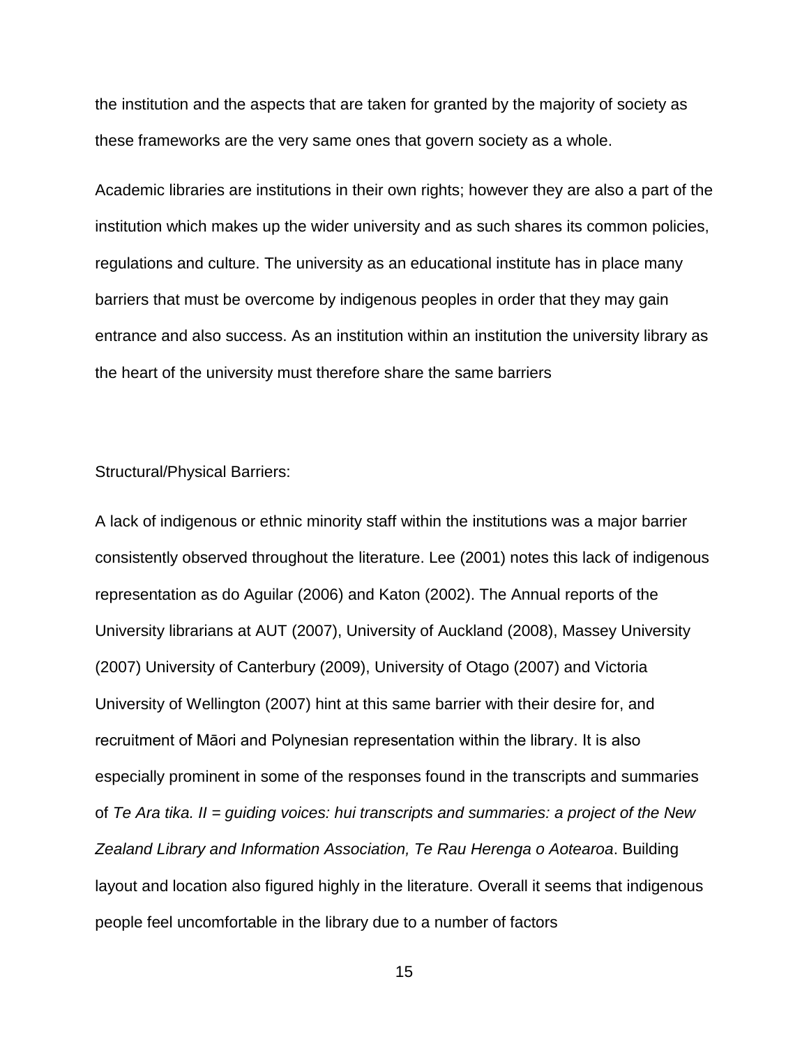the institution and the aspects that are taken for granted by the majority of society as these frameworks are the very same ones that govern society as a whole.

Academic libraries are institutions in their own rights; however they are also a part of the institution which makes up the wider university and as such shares its common policies, regulations and culture. The university as an educational institute has in place many barriers that must be overcome by indigenous peoples in order that they may gain entrance and also success. As an institution within an institution the university library as the heart of the university must therefore share the same barriers

Structural/Physical Barriers:

A lack of indigenous or ethnic minority staff within the institutions was a major barrier consistently observed throughout the literature. Lee (2001) notes this lack of indigenous representation as do Aguilar (2006) and Katon (2002). The Annual reports of the University librarians at AUT (2007), University of Auckland (2008), Massey University (2007) University of Canterbury (2009), University of Otago (2007) and Victoria University of Wellington (2007) hint at this same barrier with their desire for, and recruitment of Māori and Polynesian representation within the library. It is also especially prominent in some of the responses found in the transcripts and summaries of *Te Ara tika. II = guiding voices: hui transcripts and summaries: a project of the New Zealand Library and Information Association, Te Rau Herenga o Aotearoa*. Building layout and location also figured highly in the literature. Overall it seems that indigenous people feel uncomfortable in the library due to a number of factors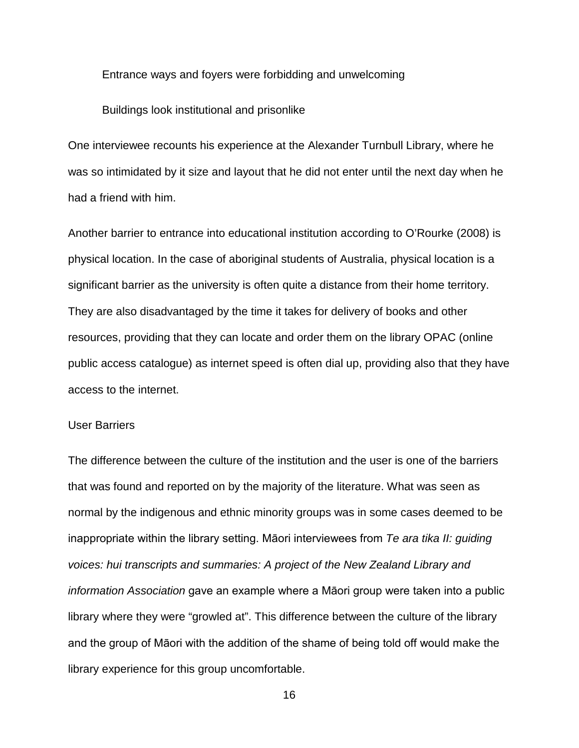Entrance ways and foyers were forbidding and unwelcoming

Buildings look institutional and prisonlike

One interviewee recounts his experience at the Alexander Turnbull Library, where he was so intimidated by it size and layout that he did not enter until the next day when he had a friend with him.

Another barrier to entrance into educational institution according to O'Rourke (2008) is physical location. In the case of aboriginal students of Australia, physical location is a significant barrier as the university is often quite a distance from their home territory. They are also disadvantaged by the time it takes for delivery of books and other resources, providing that they can locate and order them on the library OPAC (online public access catalogue) as internet speed is often dial up, providing also that they have access to the internet.

User Barriers

The difference between the culture of the institution and the user is one of the barriers that was found and reported on by the majority of the literature. What was seen as normal by the indigenous and ethnic minority groups was in some cases deemed to be inappropriate within the library setting. Māori interviewees from *Te ara tika II: guiding voices: hui transcripts and summaries: A project of the New Zealand Library and information Association* gave an example where a Māori group were taken into a public library where they were "growled at". This difference between the culture of the library and the group of Māori with the addition of the shame of being told off would make the library experience for this group uncomfortable.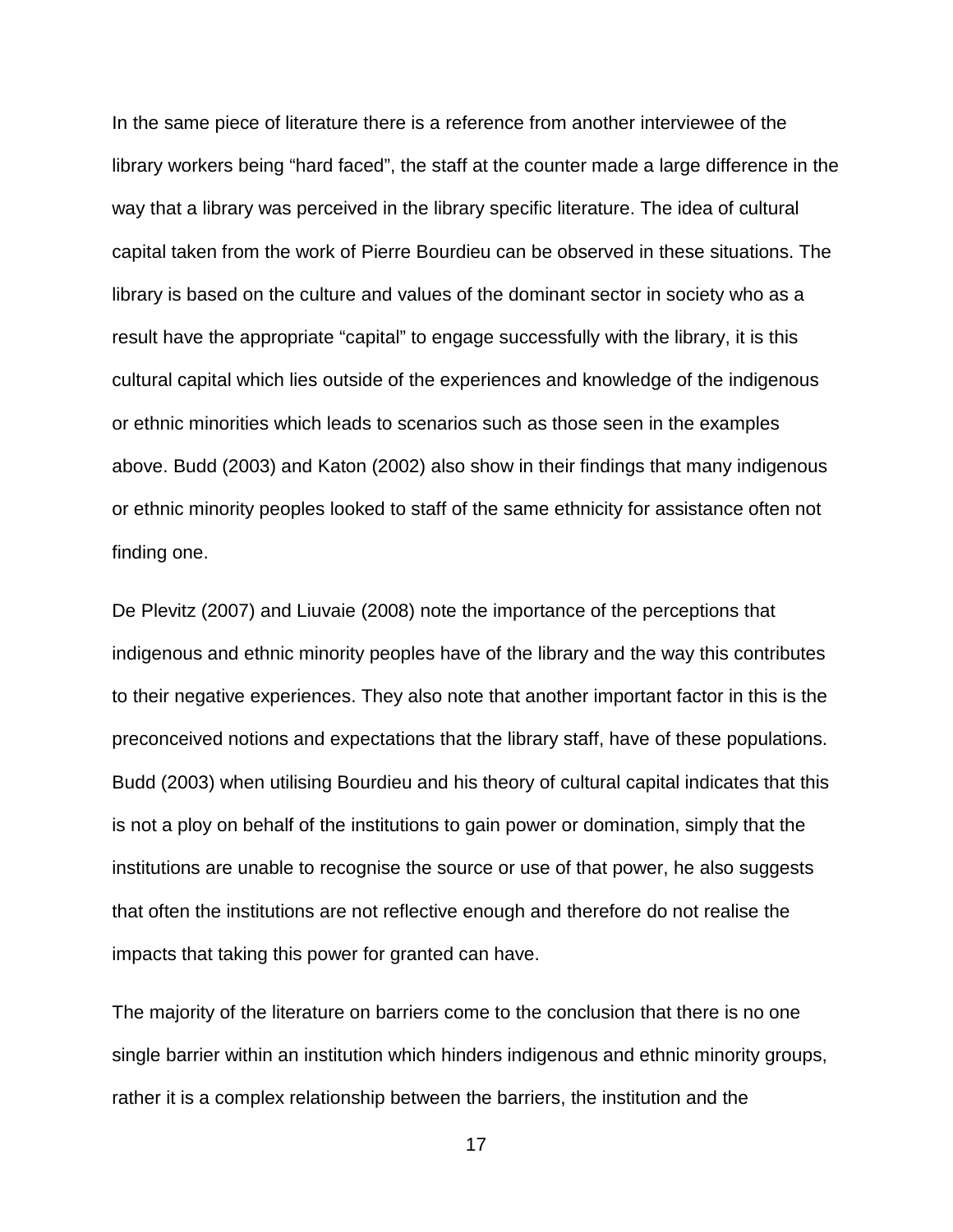In the same piece of literature there is a reference from another interviewee of the library workers being “hard faced”, the staff at the counter made a large difference in the way that a library was perceived in the library specific literature. The idea of cultural capital taken from the work of Pierre Bourdieu can be observed in these situations. The library is based on the culture and values of the dominant sector in society who as a result have the appropriate “capital” to engage successfully with the library, it is this cultural capital which lies outside of the experiences and knowledge of the indigenous or ethnic minorities which leads to scenarios such as those seen in the examples above. Budd (2003) and Katon (2002) also show in their findings that many indigenous or ethnic minority peoples looked to staff of the same ethnicity for assistance often not finding one.

De Plevitz (2007) and Liuvaie (2008) note the importance of the perceptions that indigenous and ethnic minority peoples have of the library and the way this contributes to their negative experiences. They also note that another important factor in this is the preconceived notions and expectations that the library staff, have of these populations. Budd (2003) when utilising Bourdieu and his theory of cultural capital indicates that this is not a ploy on behalf of the institutions to gain power or domination, simply that the institutions are unable to recognise the source or use of that power, he also suggests that often the institutions are not reflective enough and therefore do not realise the impacts that taking this power for granted can have.

The majority of the literature on barriers come to the conclusion that there is no one single barrier within an institution which hinders indigenous and ethnic minority groups, rather it is a complex relationship between the barriers, the institution and the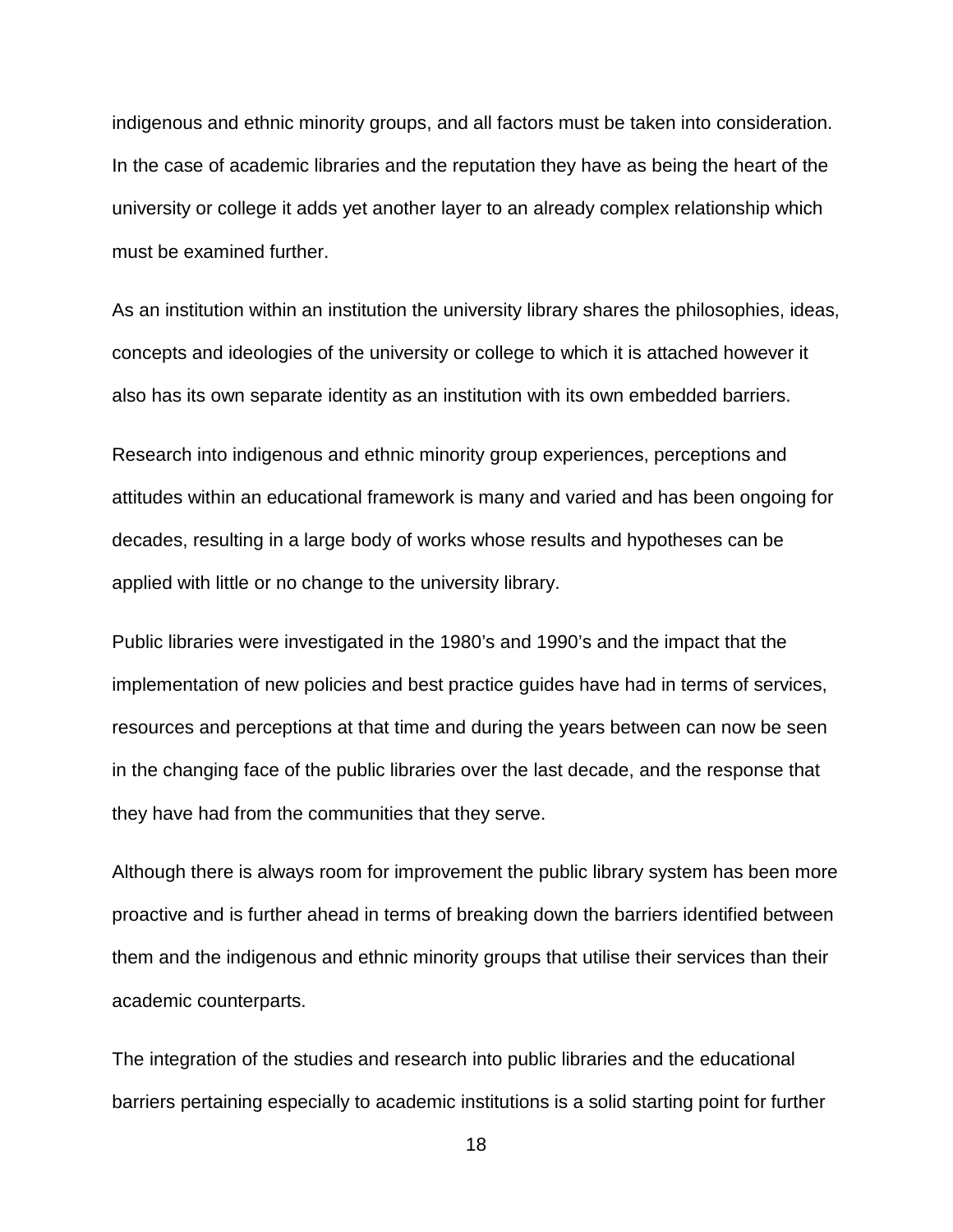indigenous and ethnic minority groups, and all factors must be taken into consideration. In the case of academic libraries and the reputation they have as being the heart of the university or college it adds yet another layer to an already complex relationship which must be examined further.

As an institution within an institution the university library shares the philosophies, ideas, concepts and ideologies of the university or college to which it is attached however it also has its own separate identity as an institution with its own embedded barriers.

Research into indigenous and ethnic minority group experiences, perceptions and attitudes within an educational framework is many and varied and has been ongoing for decades, resulting in a large body of works whose results and hypotheses can be applied with little or no change to the university library.

Public libraries were investigated in the 1980's and 1990's and the impact that the implementation of new policies and best practice guides have had in terms of services, resources and perceptions at that time and during the years between can now be seen in the changing face of the public libraries over the last decade, and the response that they have had from the communities that they serve.

Although there is always room for improvement the public library system has been more proactive and is further ahead in terms of breaking down the barriers identified between them and the indigenous and ethnic minority groups that utilise their services than their academic counterparts.

The integration of the studies and research into public libraries and the educational barriers pertaining especially to academic institutions is a solid starting point for further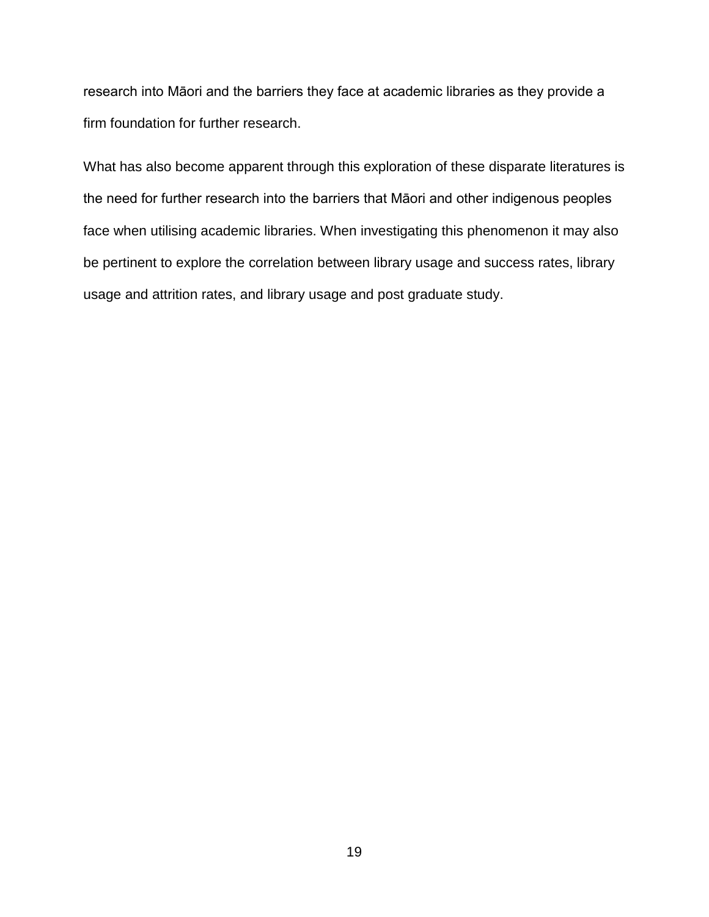research into Māori and the barriers they face at academic libraries as they provide a firm foundation for further research.

What has also become apparent through this exploration of these disparate literatures is the need for further research into the barriers that Māori and other indigenous peoples face when utilising academic libraries. When investigating this phenomenon it may also be pertinent to explore the correlation between library usage and success rates, library usage and attrition rates, and library usage and post graduate study.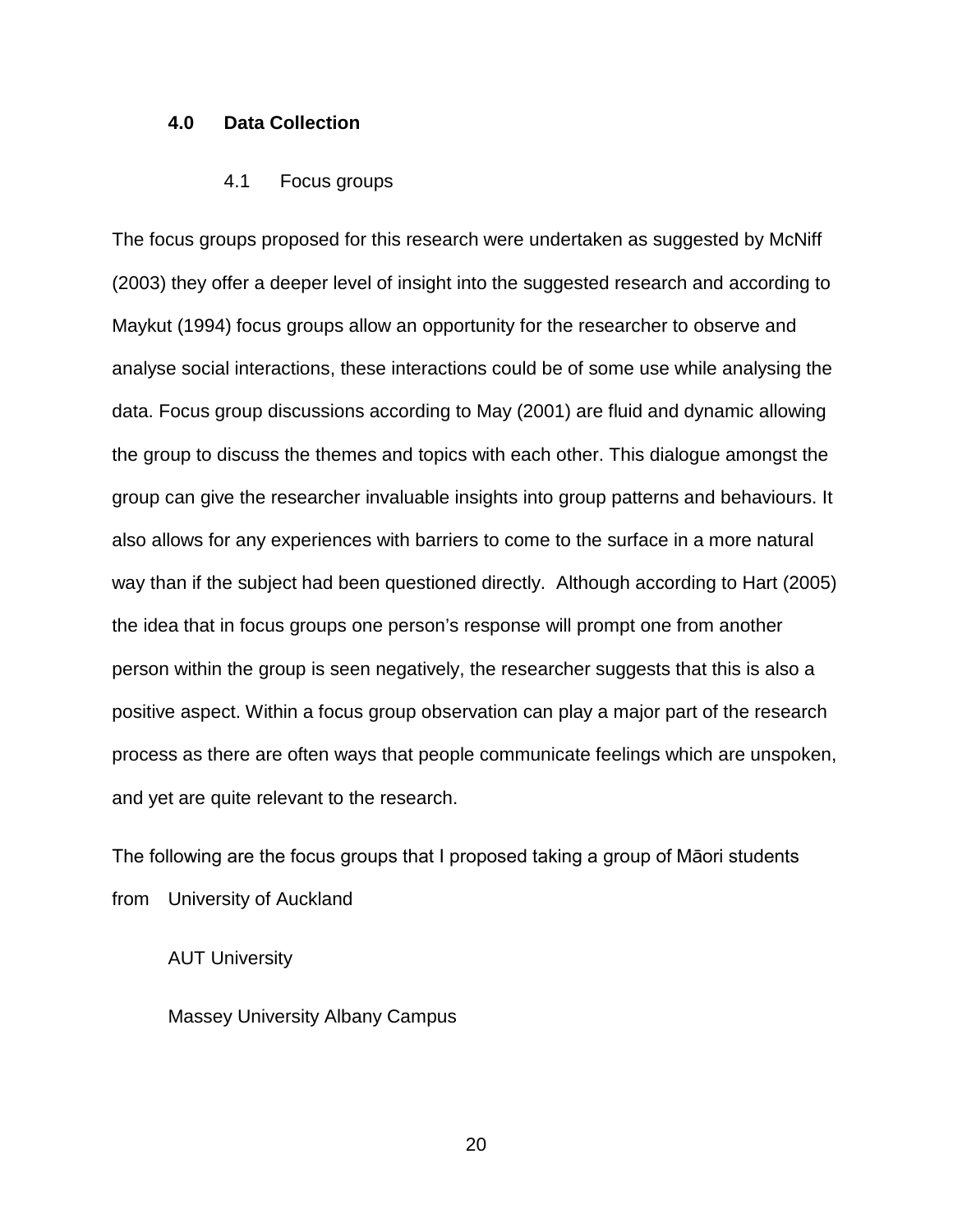## 4.0 Data Collection

### 4.1 Focus groups

The focus groups proposed for this research were undertaken as suggested by McNiff (2003) they offer a deeper level of insight into the suggested research and according to Maykut (1994) focus groups allow an opportunity for the researcher to observe and analyse social interactions, these interactions could be of some use while analysing the data. Focus group discussions according to May (2001) are fluid and dynamic allowing the group to discuss the themes and topics with each other. This dialogue amongst the group can give the researcher invaluable insights into group patterns and behaviours. It also allows for any experiences with barriers to come to the surface in a more natural way than if the subject had been questioned directly. Although according to Hart (2005) the idea that in focus groups one person's response will prompt one from another person within the group is seen negatively, the researcher suggests that this is also a positive aspect. Within a focus group observation can play a major part of the research process as there are often ways that people communicate feelings which are unspoken, and yet are quite relevant to the research.

The following are the focus groups that I proposed taking a group of Māori students from University of Auckland

AUT University

Massey University Albany Campus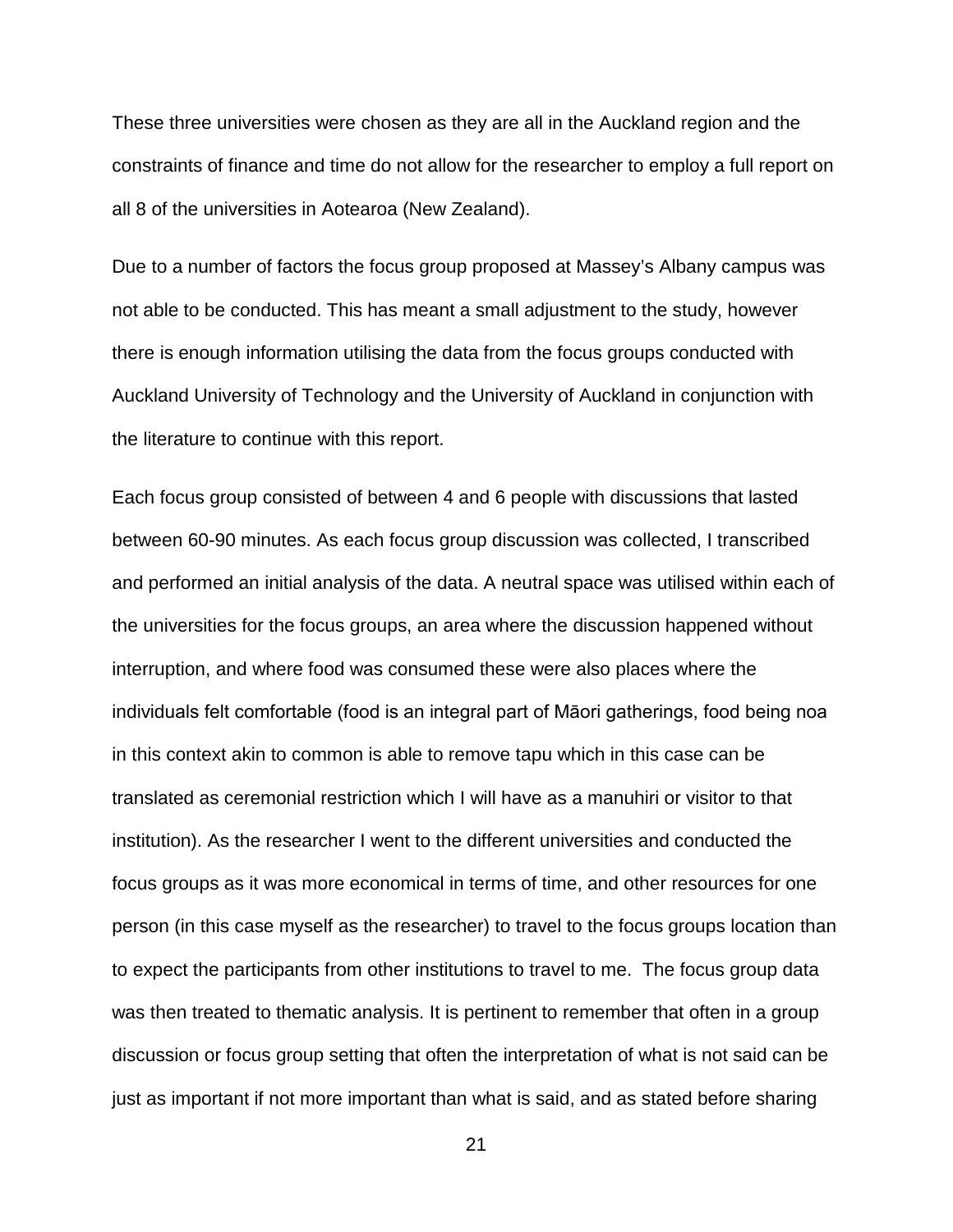These three universities were chosen as they are all in the Auckland region and the constraints of finance and time do not allow for the researcher to employ a full report on all 8 of the universities in Aotearoa (New Zealand).

Due to a number of factors the focus group proposed at Massey's Albany campus was not able to be conducted. This has meant a small adjustment to the study, however there is enough information utilising the data from the focus groups conducted with Auckland University of Technology and the University of Auckland in conjunction with the literature to continue with this report.

Each focus group consisted of between 4 and 6 people with discussions that lasted between 60-90 minutes. As each focus group discussion was collected, I transcribed and performed an initial analysis of the data. A neutral space was utilised within each of the universities for the focus groups, an area where the discussion happened without interruption, and where food was consumed these were also places where the individuals felt comfortable (food is an integral part of Māori gatherings, food being noa in this context akin to common is able to remove tapu which in this case can be translated as ceremonial restriction which I will have as a manuhiri or visitor to that institution). As the researcher I went to the different universities and conducted the focus groups as it was more economical in terms of time, and other resources for one person (in this case myself as the researcher) to travel to the focus groups location than to expect the participants from other institutions to travel to me. The focus group data was then treated to thematic analysis. It is pertinent to remember that often in a group discussion or focus group setting that often the interpretation of what is not said can be just as important if not more important than what is said, and as stated before sharing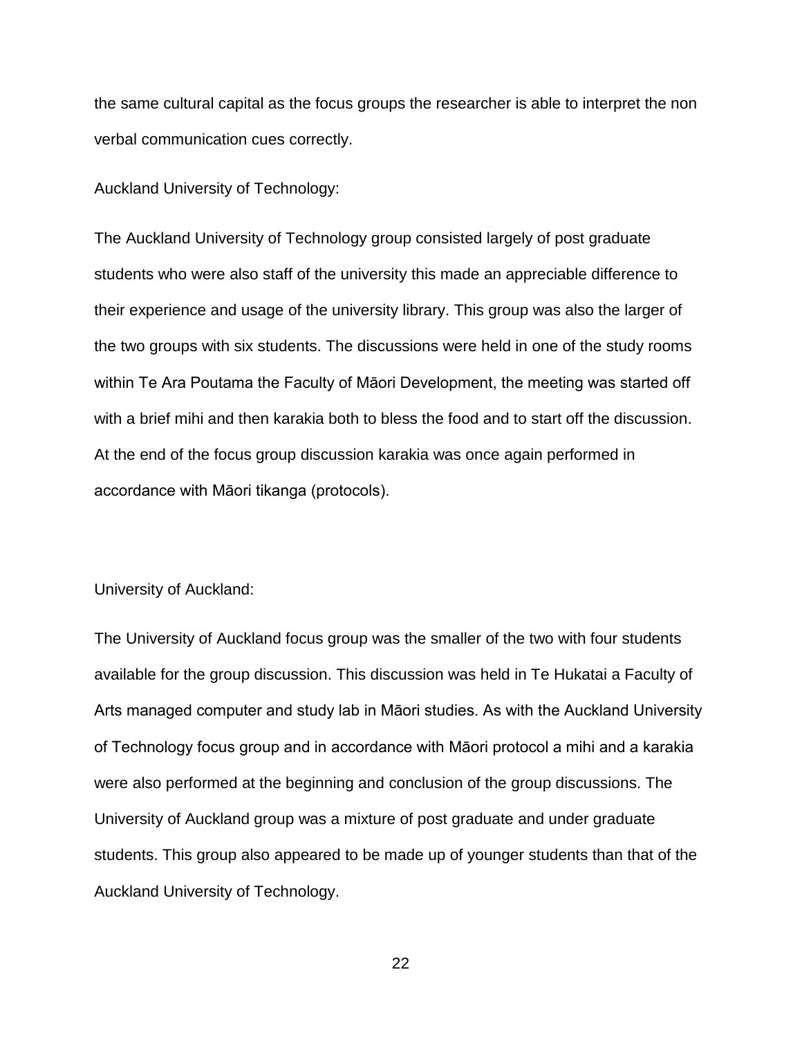the same cultural capital as the focus groups the researcher is able to interpret the non verbal communication cues correctly.

Auckland University of Technology:

The Auckland University of Technology group consisted largely of post graduate students who were also staff of the university this made an appreciable difference to their experience and usage of the university library. This group was also the larger of the two groups with six students. The discussions were held in one of the study rooms within Te Ara Poutama the Faculty of Māori Development, the meeting was started off with a brief mihi and then karakia both to bless the food and to start off the discussion. At the end of the focus group discussion karakia was once again performed in accordance with Māori tikanga (protocols).

University of Auckland:

The University of Auckland focus group was the smaller of the two with four students available for the group discussion. This discussion was held in Te Hukatai a Faculty of Arts managed computer and study lab in Māori studies. As with the Auckland University of Technology focus group and in accordance with Māori protocol a mihi and a karakia were also performed at the beginning and conclusion of the group discussions. The University of Auckland group was a mixture of post graduate and under graduate students. This group also appeared to be made up of younger students than that of the Auckland University of Technology.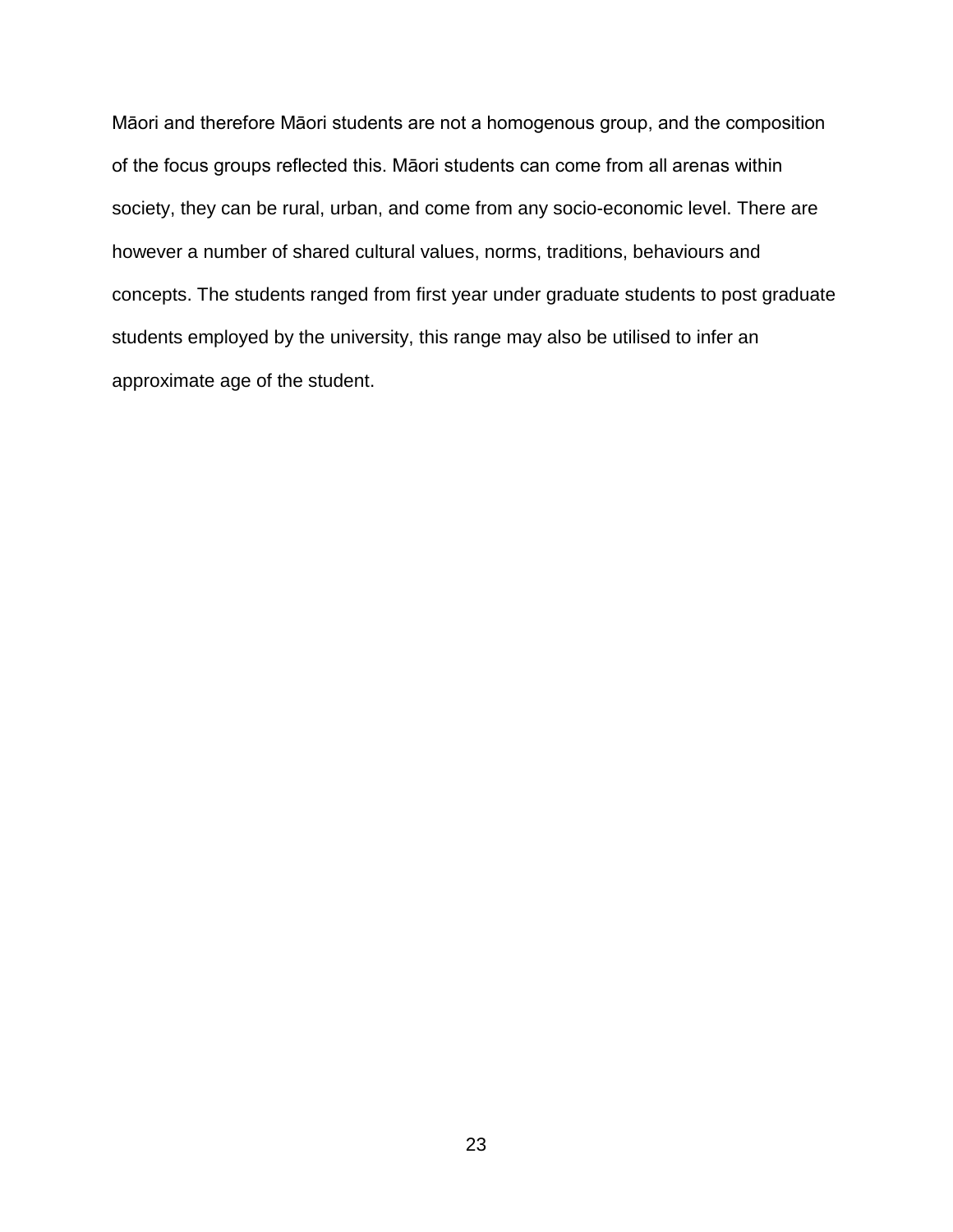Māori and therefore Māori students are not a homogenous group, and the composition of the focus groups reflected this. Māori students can come from all arenas within society, they can be rural, urban, and come from any socio-economic level. There are however a number of shared cultural values, norms, traditions, behaviours and concepts. The students ranged from first year under graduate students to post graduate students employed by the university, this range may also be utilised to infer an approximate age of the student.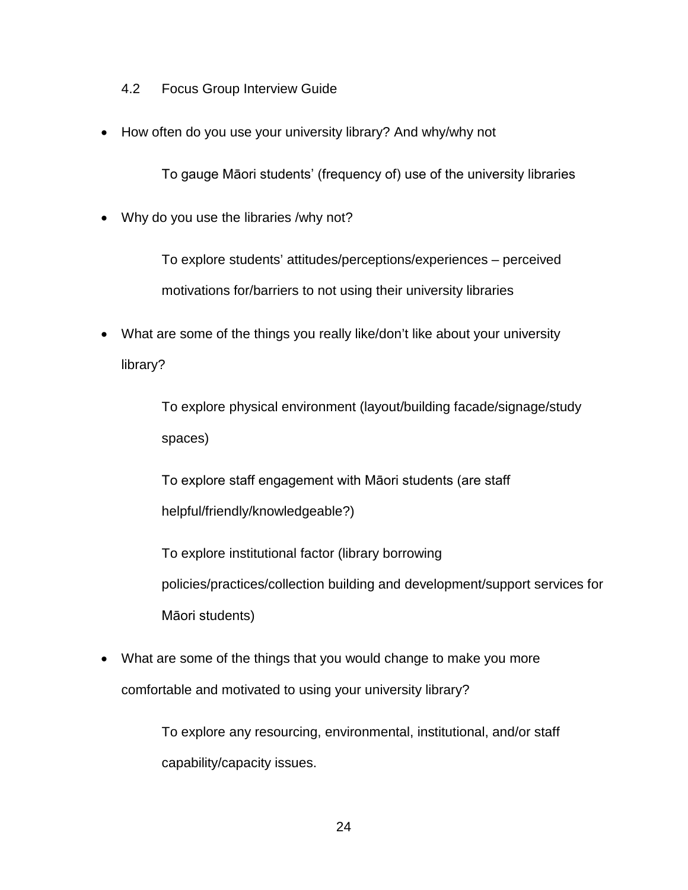## 4.2 Focus Group Interview Guide

- How often do you use your university library? And why/why not

  To gauge Māori students' (frequency of) use of the university libraries

- Why do you use the libraries /why not?

  To explore students' attitudes/perceptions/experiences – perceived motivations for/barriers to not using their university libraries

- What are some of the things you really like/don't like about your university library?

  To explore physical environment (layout/building facade/signage/study spaces)

  To explore staff engagement with Māori students (are staff helpful/friendly/knowledgeable?)

  To explore institutional factor (library borrowing policies/practices/collection building and development/support services for Māori students)

- What are some of the things that you would change to make you more comfortable and motivated to using your university library?

  To explore any resourcing, environmental, institutional, and/or staff capability/capacity issues.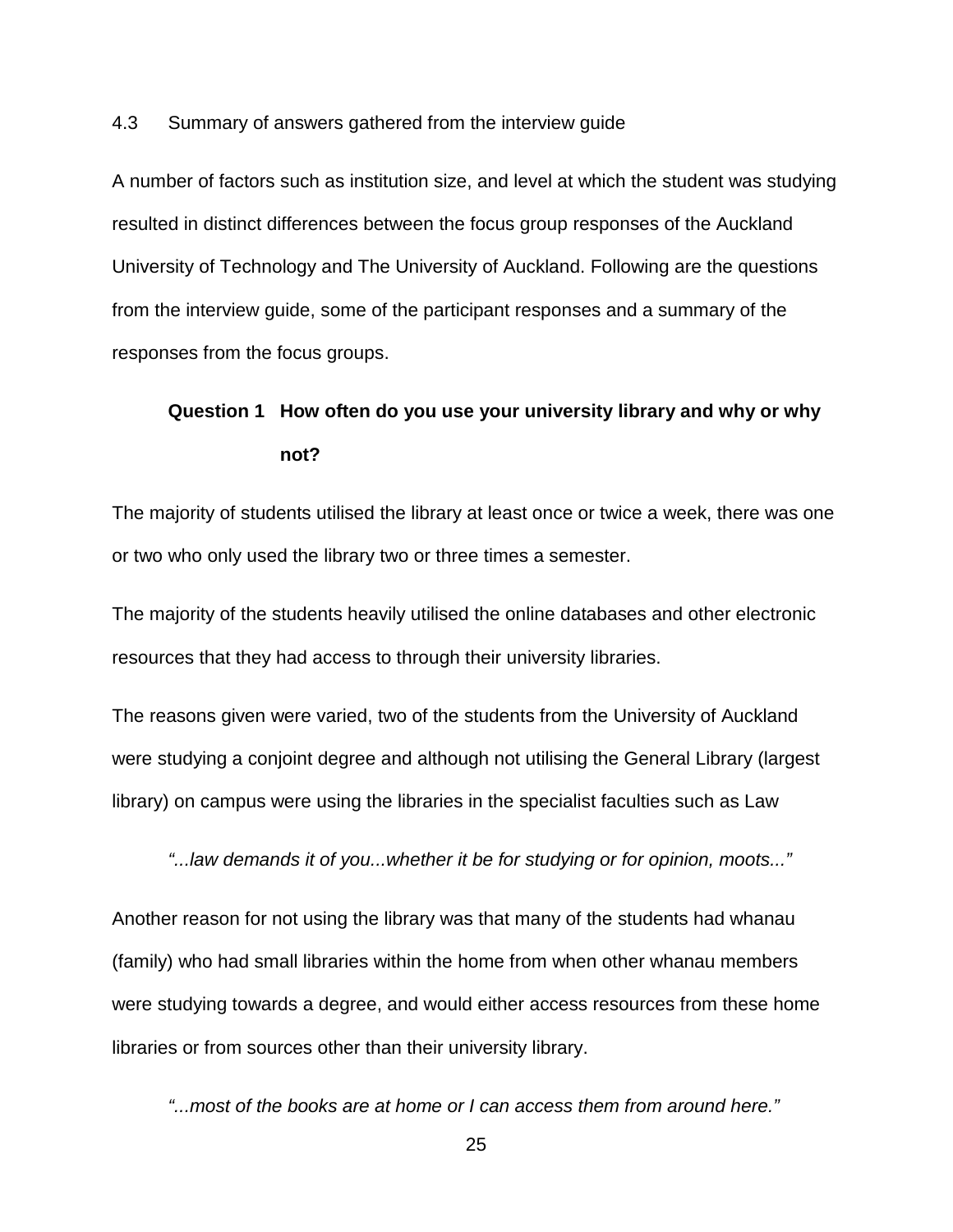## 4.3 Summary of answers gathered from the interview guide

A number of factors such as institution size, and level at which the student was studying resulted in distinct differences between the focus group responses of the Auckland University of Technology and The University of Auckland. Following are the questions from the interview guide, some of the participant responses and a summary of the responses from the focus groups.

### Question 1 How often do you use your university library and why or why not?

The majority of students utilised the library at least once or twice a week, there was one or two who only used the library two or three times a semester.

The majority of the students heavily utilised the online databases and other electronic resources that they had access to through their university libraries.

The reasons given were varied, two of the students from the University of Auckland were studying a conjoint degree and although not utilising the General Library (largest library) on campus were using the libraries in the specialist faculties such as Law

> *"...law demands it of you...whether it be for studying or for opinion, moots..."*

Another reason for not using the library was that many of the students had whanau (family) who had small libraries within the home from when other whanau members were studying towards a degree, and would either access resources from these home libraries or from sources other than their university library.

> *"...most of the books are at home or I can access them from around here."*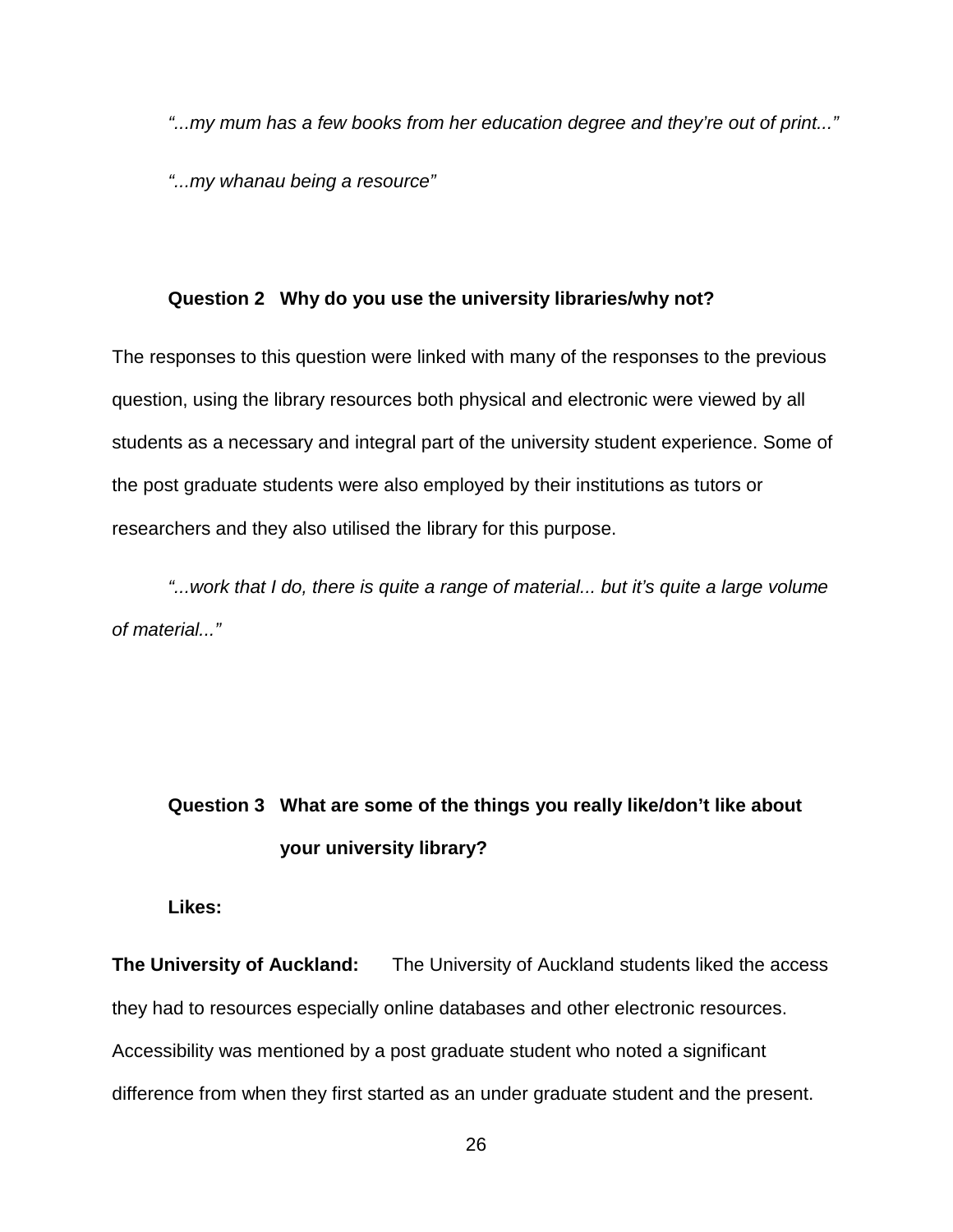*"...my mum has a few books from her education degree and they're out of print..."*

*"...my whanau being a resource"*

**Question 2   Why do you use the university libraries/why not?**

The responses to this question were linked with many of the responses to the previous question, using the library resources both physical and electronic were viewed by all students as a necessary and integral part of the university student experience. Some of the post graduate students were also employed by their institutions as tutors or researchers and they also utilised the library for this purpose.

*"...work that I do, there is quite a range of material... but it's quite a large volume of material..."*

**Question 3   What are some of the things you really like/don't like about your university library?**

**Likes:**

**The University of Auckland:** The University of Auckland students liked the access they had to resources especially online databases and other electronic resources. Accessibility was mentioned by a post graduate student who noted a significant difference from when they first started as an under graduate student and the present.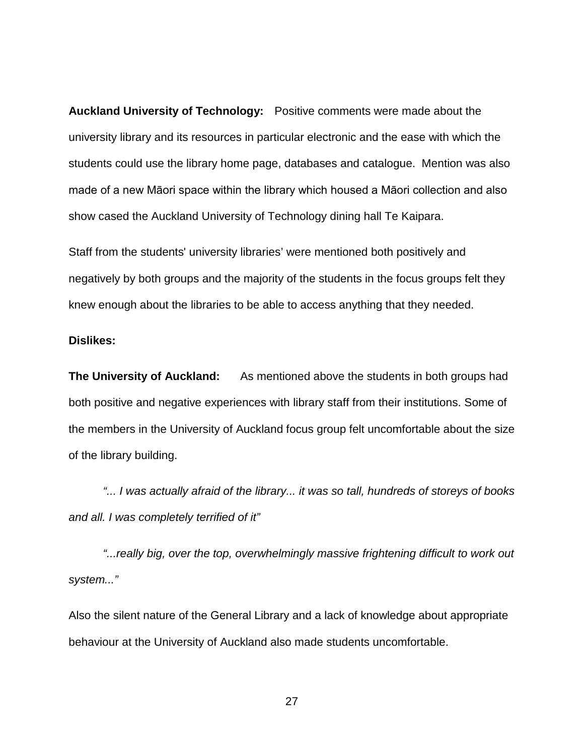**Auckland University of Technology:** Positive comments were made about the university library and its resources in particular electronic and the ease with which the students could use the library home page, databases and catalogue. Mention was also made of a new Māori space within the library which housed a Māori collection and also show cased the Auckland University of Technology dining hall Te Kaipara.

Staff from the students' university libraries' were mentioned both positively and negatively by both groups and the majority of the students in the focus groups felt they knew enough about the libraries to be able to access anything that they needed.

**Dislikes:**

**The University of Auckland:** As mentioned above the students in both groups had both positive and negative experiences with library staff from their institutions. Some of the members in the University of Auckland focus group felt uncomfortable about the size of the library building.

*"... I was actually afraid of the library... it was so tall, hundreds of storeys of books and all. I was completely terrified of it"*

*"...really big, over the top, overwhelmingly massive frightening difficult to work out system..."*

Also the silent nature of the General Library and a lack of knowledge about appropriate behaviour at the University of Auckland also made students uncomfortable.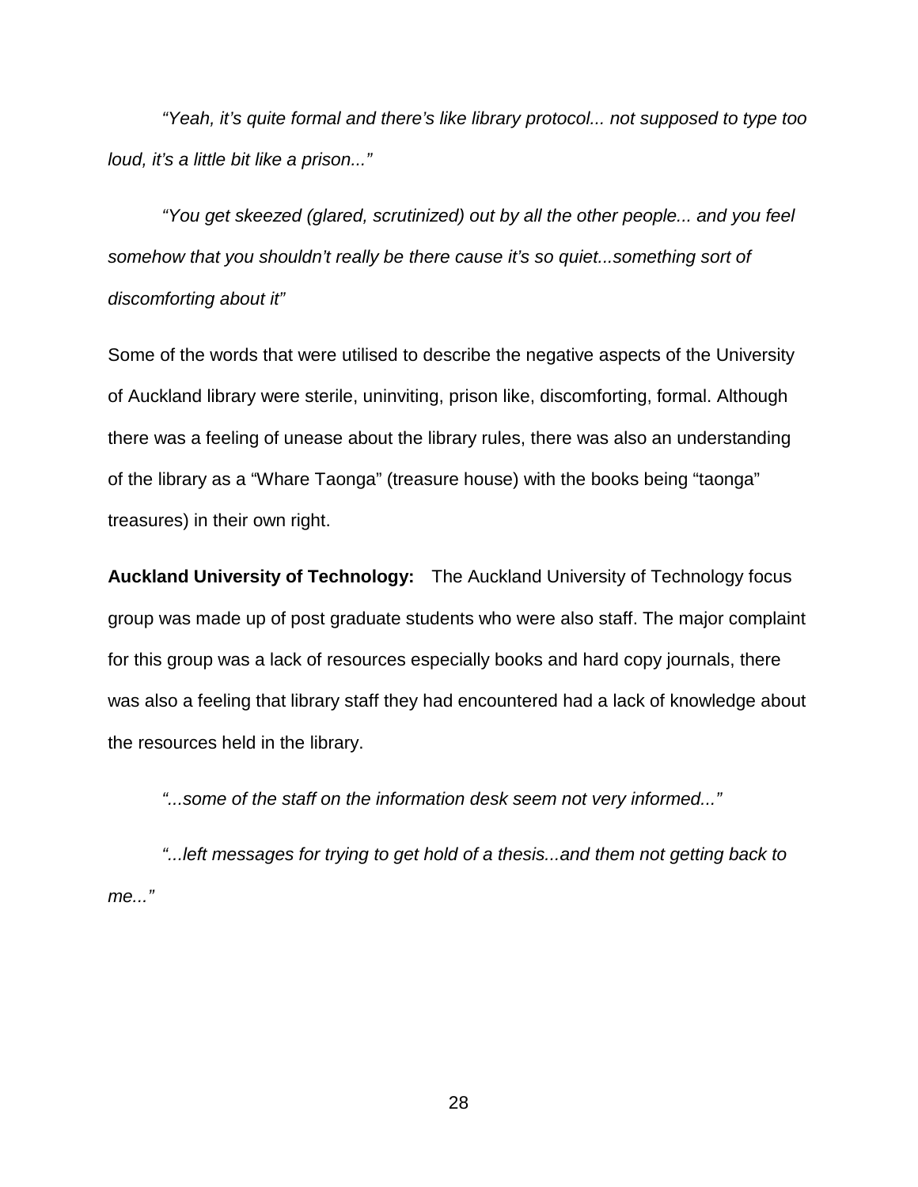*“Yeah, it’s quite formal and there’s like library protocol... not supposed to type too loud, it’s a little bit like a prison...”*

*“You get skeezed (glared, scrutinized) out by all the other people... and you feel somehow that you shouldn’t really be there cause it’s so quiet...something sort of discomforting about it”*

Some of the words that were utilised to describe the negative aspects of the University of Auckland library were sterile, uninviting, prison like, discomforting, formal. Although there was a feeling of unease about the library rules, there was also an understanding of the library as a “Whare Taonga” (treasure house) with the books being “taonga” treasures) in their own right.

**Auckland University of Technology:** The Auckland University of Technology focus group was made up of post graduate students who were also staff. The major complaint for this group was a lack of resources especially books and hard copy journals, there was also a feeling that library staff they had encountered had a lack of knowledge about the resources held in the library.

*“...some of the staff on the information desk seem not very informed...”*

*“...left messages for trying to get hold of a thesis...and them not getting back to me...”*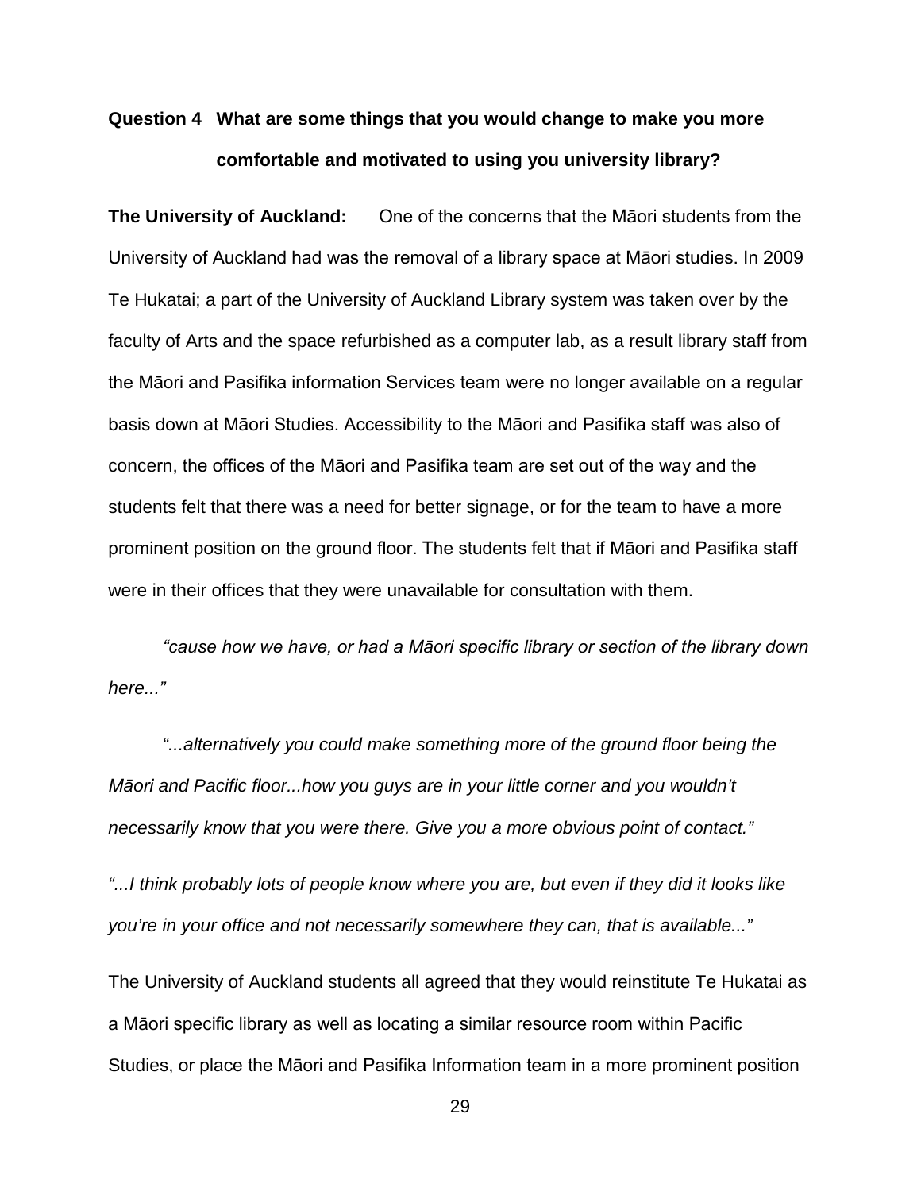**Question 4 What are some things that you would change to make you more comfortable and motivated to using you university library?**

**The University of Auckland:** One of the concerns that the Māori students from the University of Auckland had was the removal of a library space at Māori studies. In 2009 Te Hukatai; a part of the University of Auckland Library system was taken over by the faculty of Arts and the space refurbished as a computer lab, as a result library staff from the Māori and Pasifika information Services team were no longer available on a regular basis down at Māori Studies. Accessibility to the Māori and Pasifika staff was also of concern, the offices of the Māori and Pasifika team are set out of the way and the students felt that there was a need for better signage, or for the team to have a more prominent position on the ground floor. The students felt that if Māori and Pasifika staff were in their offices that they were unavailable for consultation with them.

*"cause how we have, or had a Māori specific library or section of the library down here..."*

*"...alternatively you could make something more of the ground floor being the Māori and Pacific floor...how you guys are in your little corner and you wouldn't necessarily know that you were there. Give you a more obvious point of contact."*

*"...I think probably lots of people know where you are, but even if they did it looks like you're in your office and not necessarily somewhere they can, that is available..."*

The University of Auckland students all agreed that they would reinstitute Te Hukatai as a Māori specific library as well as locating a similar resource room within Pacific Studies, or place the Māori and Pasifika Information team in a more prominent position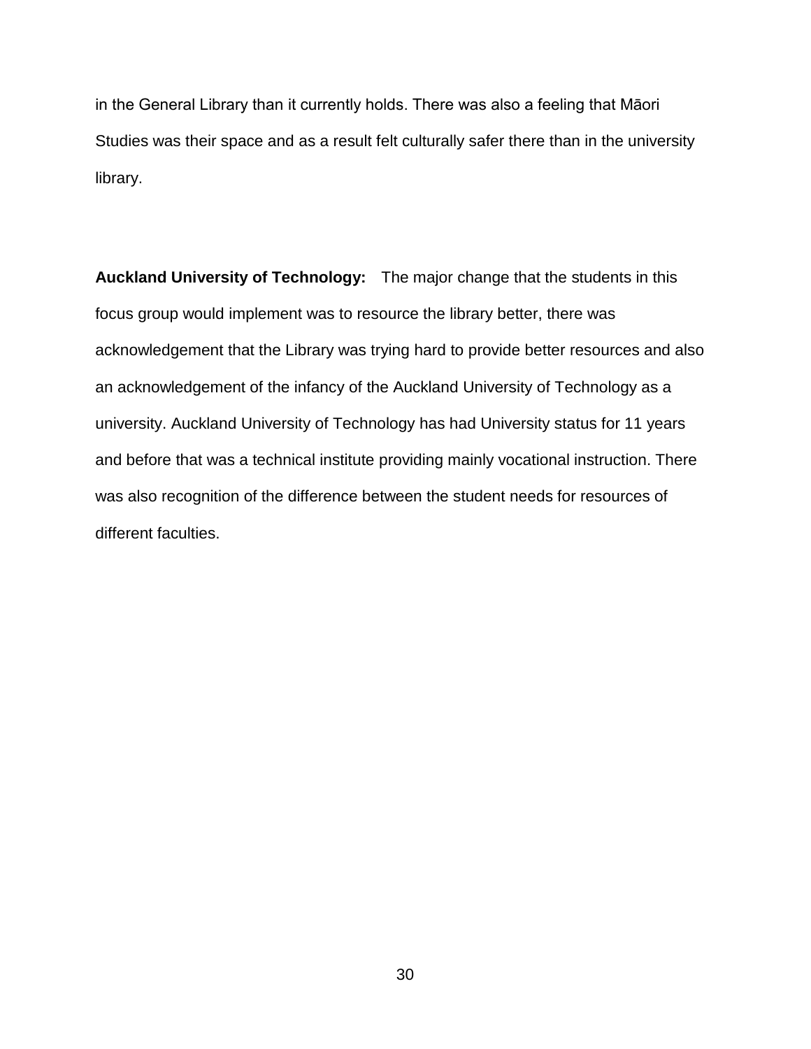in the General Library than it currently holds. There was also a feeling that Māori Studies was their space and as a result felt culturally safer there than in the university library.

**Auckland University of Technology:** The major change that the students in this focus group would implement was to resource the library better, there was acknowledgement that the Library was trying hard to provide better resources and also an acknowledgement of the infancy of the Auckland University of Technology as a university. Auckland University of Technology has had University status for 11 years and before that was a technical institute providing mainly vocational instruction. There was also recognition of the difference between the student needs for resources of different faculties.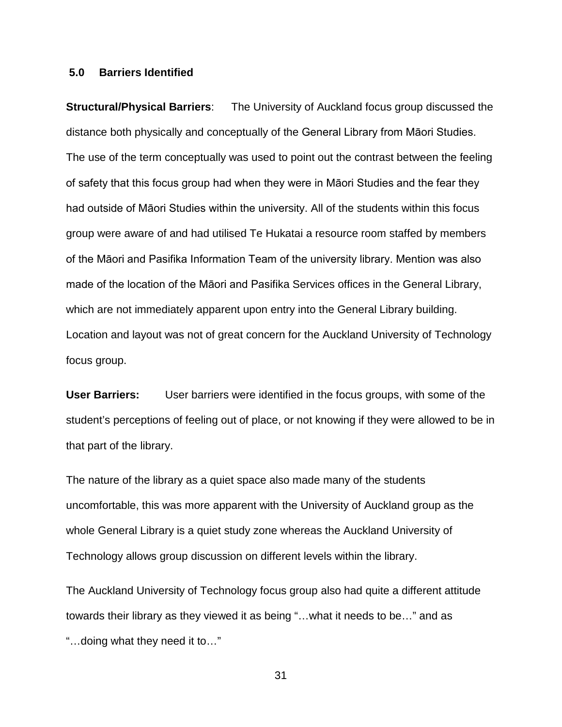## 5.0 Barriers Identified

**Structural/Physical Barriers**: The University of Auckland focus group discussed the distance both physically and conceptually of the General Library from Māori Studies. The use of the term conceptually was used to point out the contrast between the feeling of safety that this focus group had when they were in Māori Studies and the fear they had outside of Māori Studies within the university. All of the students within this focus group were aware of and had utilised Te Hukatai a resource room staffed by members of the Māori and Pasifika Information Team of the university library. Mention was also made of the location of the Māori and Pasifika Services offices in the General Library, which are not immediately apparent upon entry into the General Library building. Location and layout was not of great concern for the Auckland University of Technology focus group.

**User Barriers:** User barriers were identified in the focus groups, with some of the student's perceptions of feeling out of place, or not knowing if they were allowed to be in that part of the library.

The nature of the library as a quiet space also made many of the students uncomfortable, this was more apparent with the University of Auckland group as the whole General Library is a quiet study zone whereas the Auckland University of Technology allows group discussion on different levels within the library.

The Auckland University of Technology focus group also had quite a different attitude towards their library as they viewed it as being "…what it needs to be…" and as "…doing what they need it to…"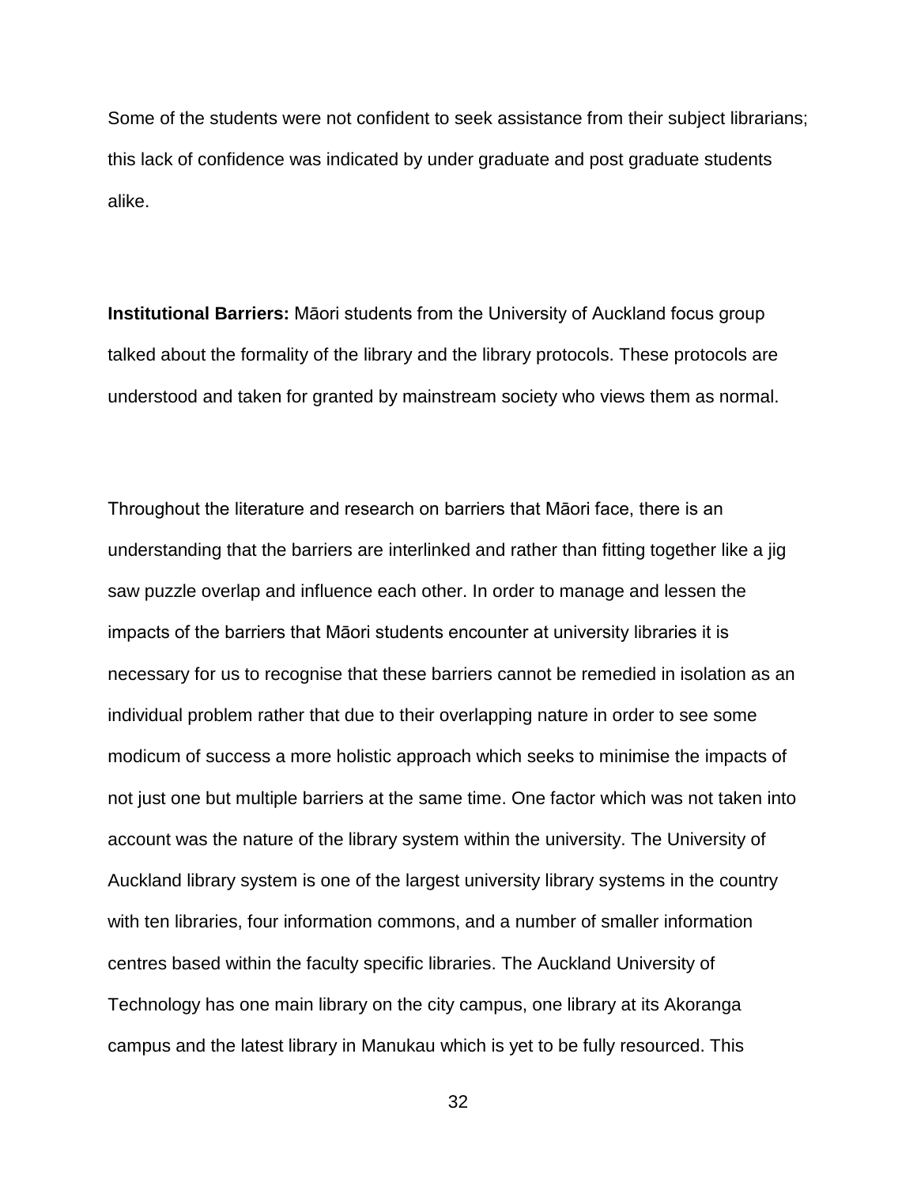Some of the students were not confident to seek assistance from their subject librarians; this lack of confidence was indicated by under graduate and post graduate students alike.

**Institutional Barriers:** Māori students from the University of Auckland focus group talked about the formality of the library and the library protocols. These protocols are understood and taken for granted by mainstream society who views them as normal.

Throughout the literature and research on barriers that Māori face, there is an understanding that the barriers are interlinked and rather than fitting together like a jig saw puzzle overlap and influence each other. In order to manage and lessen the impacts of the barriers that Māori students encounter at university libraries it is necessary for us to recognise that these barriers cannot be remedied in isolation as an individual problem rather that due to their overlapping nature in order to see some modicum of success a more holistic approach which seeks to minimise the impacts of not just one but multiple barriers at the same time. One factor which was not taken into account was the nature of the library system within the university. The University of Auckland library system is one of the largest university library systems in the country with ten libraries, four information commons, and a number of smaller information centres based within the faculty specific libraries. The Auckland University of Technology has one main library on the city campus, one library at its Akoranga campus and the latest library in Manukau which is yet to be fully resourced. This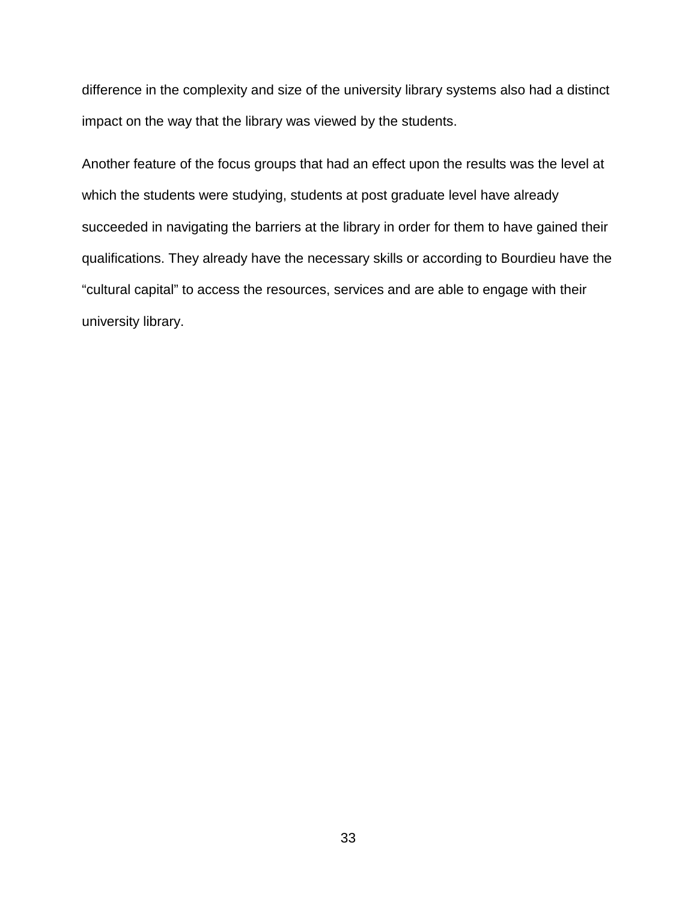difference in the complexity and size of the university library systems also had a distinct impact on the way that the library was viewed by the students.

Another feature of the focus groups that had an effect upon the results was the level at which the students were studying, students at post graduate level have already succeeded in navigating the barriers at the library in order for them to have gained their qualifications. They already have the necessary skills or according to Bourdieu have the "cultural capital" to access the resources, services and are able to engage with their university library.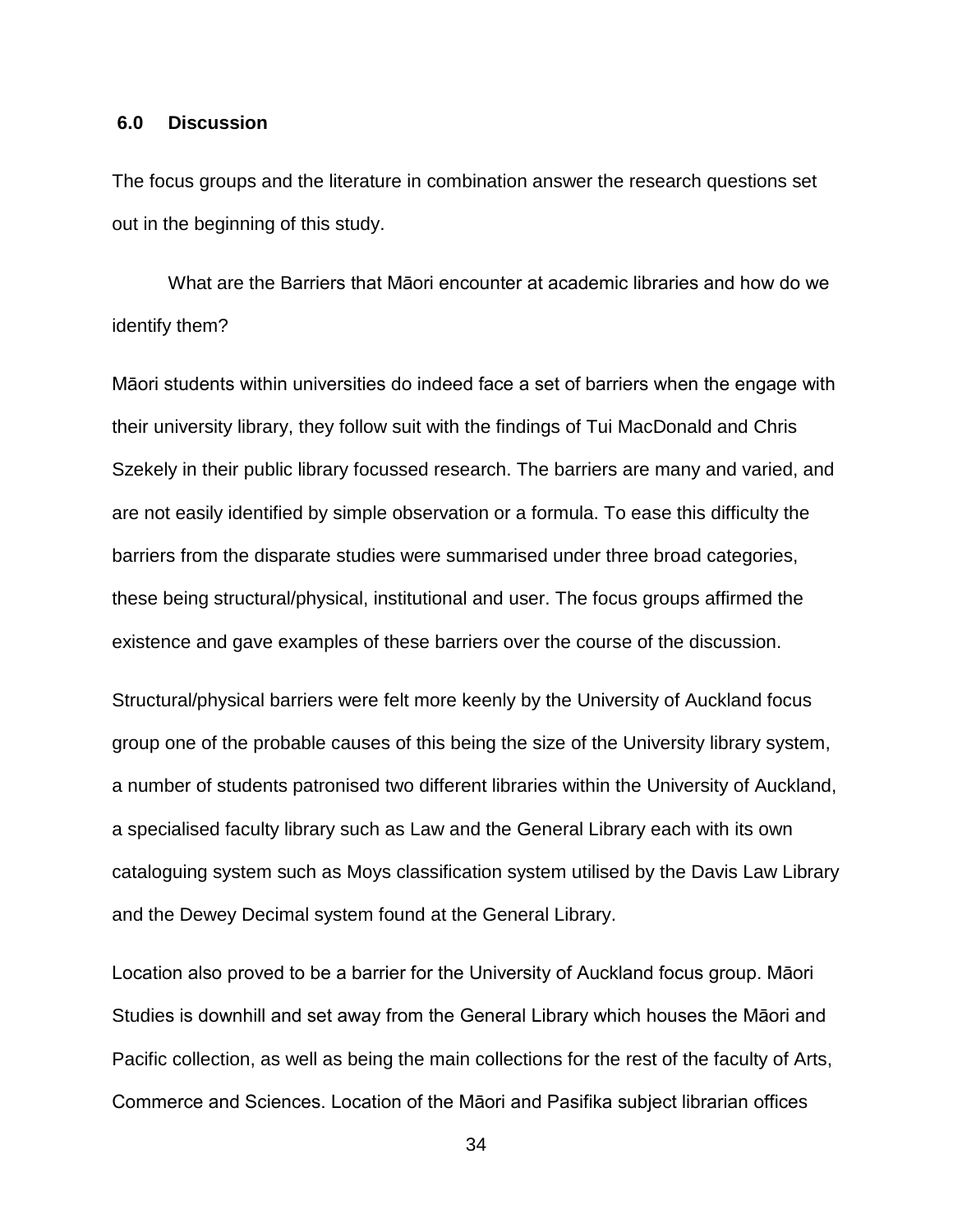## 6.0 Discussion

The focus groups and the literature in combination answer the research questions set out in the beginning of this study.

What are the Barriers that Māori encounter at academic libraries and how do we identify them?

Māori students within universities do indeed face a set of barriers when the engage with their university library, they follow suit with the findings of Tui MacDonald and Chris Szekely in their public library focussed research. The barriers are many and varied, and are not easily identified by simple observation or a formula. To ease this difficulty the barriers from the disparate studies were summarised under three broad categories, these being structural/physical, institutional and user. The focus groups affirmed the existence and gave examples of these barriers over the course of the discussion.

Structural/physical barriers were felt more keenly by the University of Auckland focus group one of the probable causes of this being the size of the University library system, a number of students patronised two different libraries within the University of Auckland, a specialised faculty library such as Law and the General Library each with its own cataloguing system such as Moys classification system utilised by the Davis Law Library and the Dewey Decimal system found at the General Library.

Location also proved to be a barrier for the University of Auckland focus group. Māori Studies is downhill and set away from the General Library which houses the Māori and Pacific collection, as well as being the main collections for the rest of the faculty of Arts, Commerce and Sciences. Location of the Māori and Pasifika subject librarian offices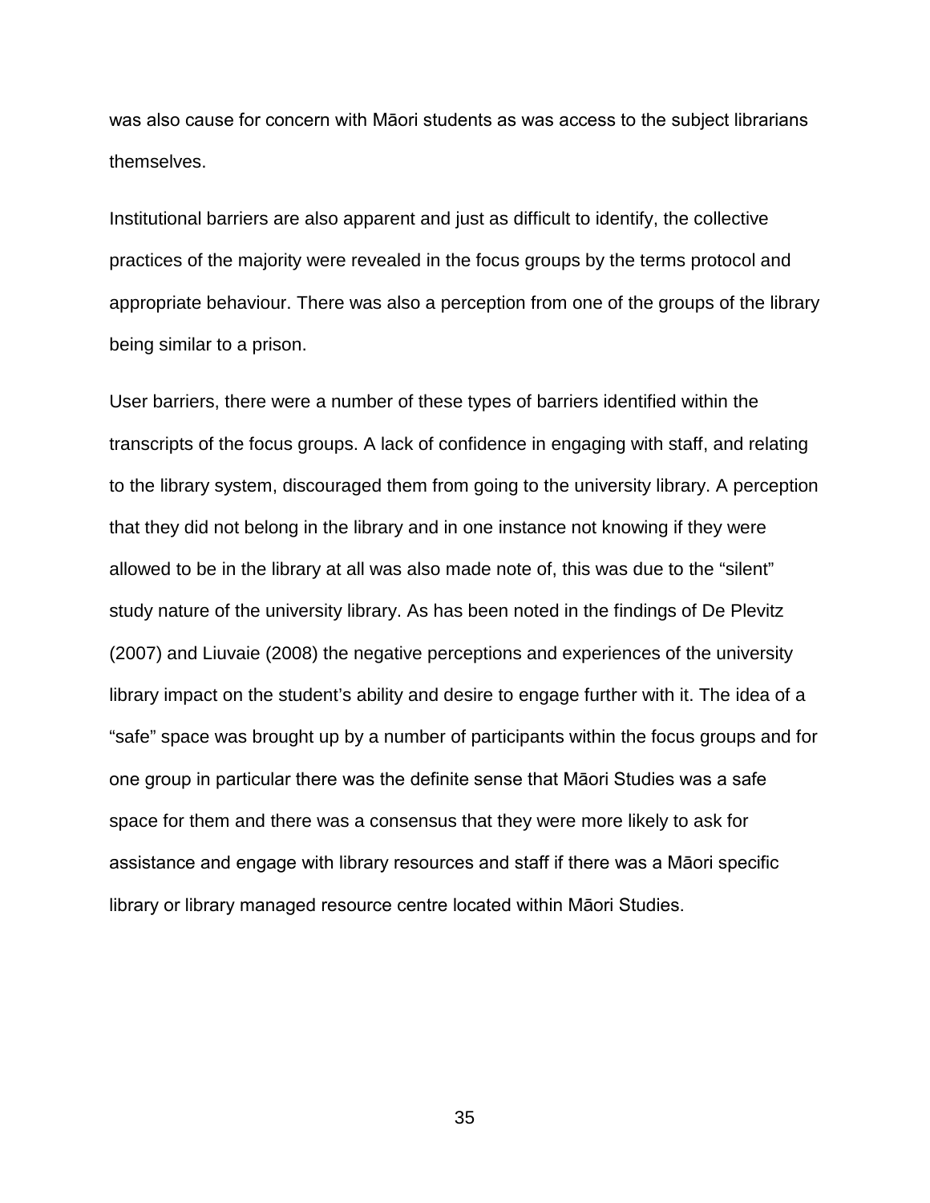was also cause for concern with Māori students as was access to the subject librarians themselves.

Institutional barriers are also apparent and just as difficult to identify, the collective practices of the majority were revealed in the focus groups by the terms protocol and appropriate behaviour. There was also a perception from one of the groups of the library being similar to a prison.

User barriers, there were a number of these types of barriers identified within the transcripts of the focus groups. A lack of confidence in engaging with staff, and relating to the library system, discouraged them from going to the university library. A perception that they did not belong in the library and in one instance not knowing if they were allowed to be in the library at all was also made note of, this was due to the "silent" study nature of the university library. As has been noted in the findings of De Plevitz (2007) and Liuvaie (2008) the negative perceptions and experiences of the university library impact on the student's ability and desire to engage further with it. The idea of a "safe" space was brought up by a number of participants within the focus groups and for one group in particular there was the definite sense that Māori Studies was a safe space for them and there was a consensus that they were more likely to ask for assistance and engage with library resources and staff if there was a Māori specific library or library managed resource centre located within Māori Studies.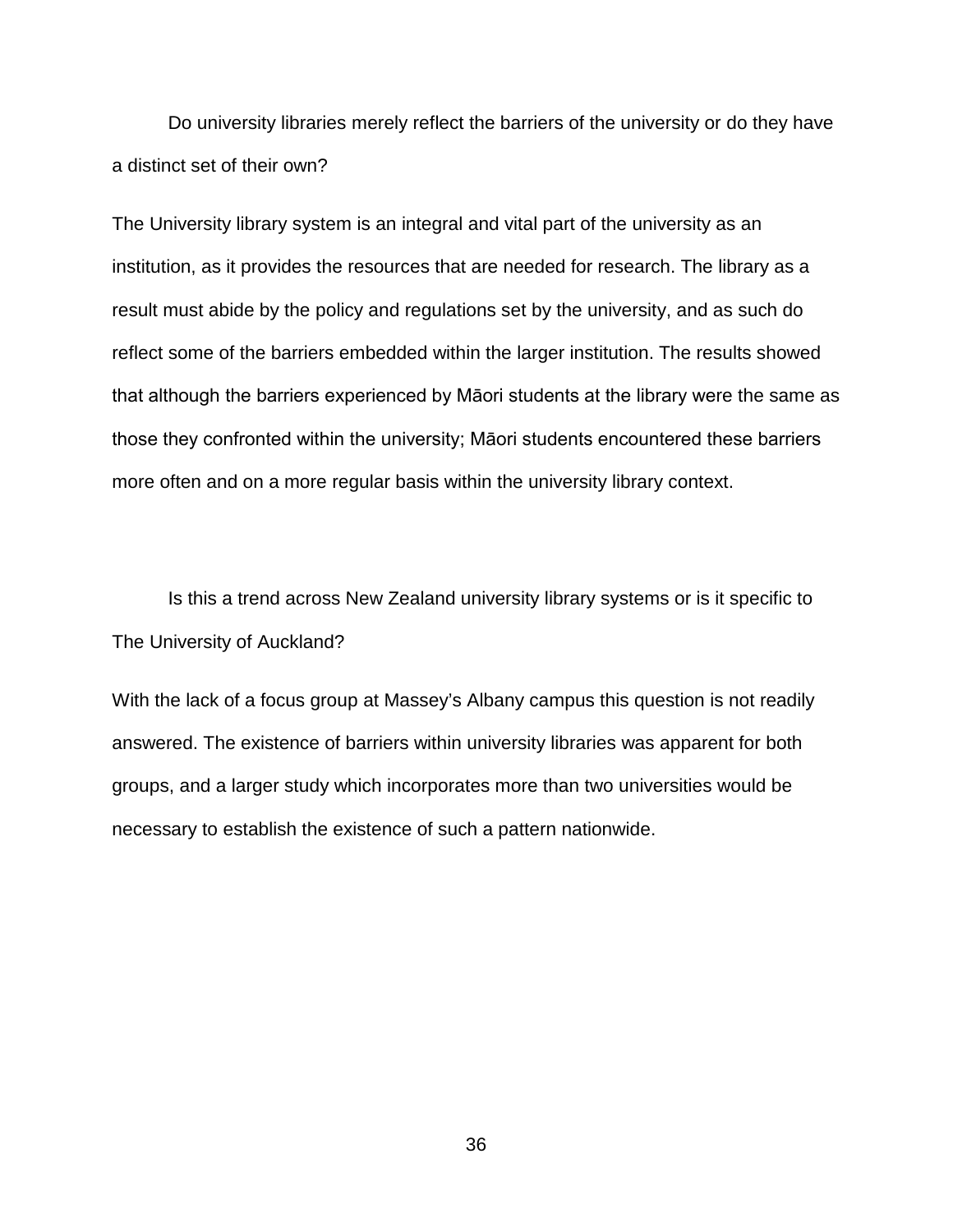Do university libraries merely reflect the barriers of the university or do they have a distinct set of their own?

The University library system is an integral and vital part of the university as an institution, as it provides the resources that are needed for research. The library as a result must abide by the policy and regulations set by the university, and as such do reflect some of the barriers embedded within the larger institution. The results showed that although the barriers experienced by Māori students at the library were the same as those they confronted within the university; Māori students encountered these barriers more often and on a more regular basis within the university library context.

Is this a trend across New Zealand university library systems or is it specific to The University of Auckland?

With the lack of a focus group at Massey's Albany campus this question is not readily answered. The existence of barriers within university libraries was apparent for both groups, and a larger study which incorporates more than two universities would be necessary to establish the existence of such a pattern nationwide.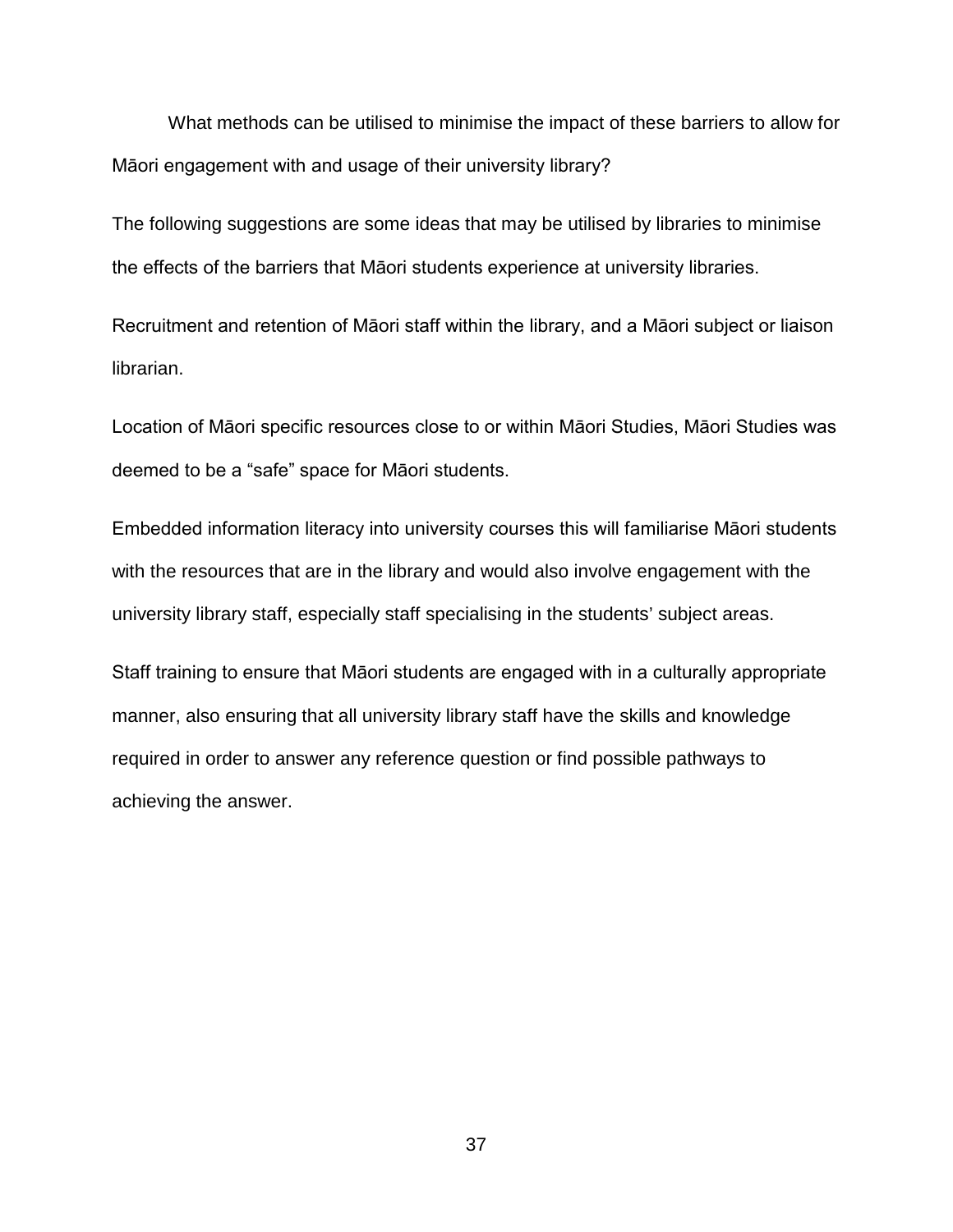What methods can be utilised to minimise the impact of these barriers to allow for Māori engagement with and usage of their university library?

The following suggestions are some ideas that may be utilised by libraries to minimise the effects of the barriers that Māori students experience at university libraries.

Recruitment and retention of Māori staff within the library, and a Māori subject or liaison librarian.

Location of Māori specific resources close to or within Māori Studies, Māori Studies was deemed to be a "safe" space for Māori students.

Embedded information literacy into university courses this will familiarise Māori students with the resources that are in the library and would also involve engagement with the university library staff, especially staff specialising in the students' subject areas.

Staff training to ensure that Māori students are engaged with in a culturally appropriate manner, also ensuring that all university library staff have the skills and knowledge required in order to answer any reference question or find possible pathways to achieving the answer.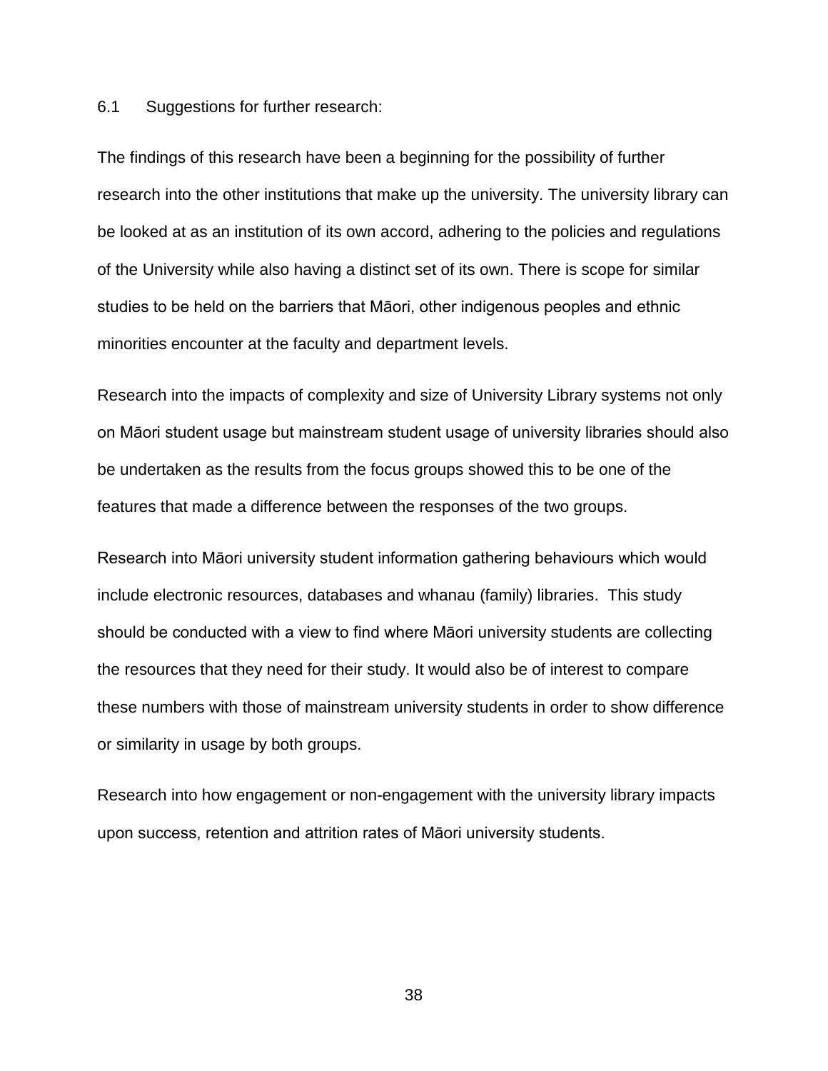## 6.1 Suggestions for further research:

The findings of this research have been a beginning for the possibility of further research into the other institutions that make up the university. The university library can be looked at as an institution of its own accord, adhering to the policies and regulations of the University while also having a distinct set of its own. There is scope for similar studies to be held on the barriers that Māori, other indigenous peoples and ethnic minorities encounter at the faculty and department levels.

Research into the impacts of complexity and size of University Library systems not only on Māori student usage but mainstream student usage of university libraries should also be undertaken as the results from the focus groups showed this to be one of the features that made a difference between the responses of the two groups.

Research into Māori university student information gathering behaviours which would include electronic resources, databases and whanau (family) libraries. This study should be conducted with a view to find where Māori university students are collecting the resources that they need for their study. It would also be of interest to compare these numbers with those of mainstream university students in order to show difference or similarity in usage by both groups.

Research into how engagement or non-engagement with the university library impacts upon success, retention and attrition rates of Māori university students.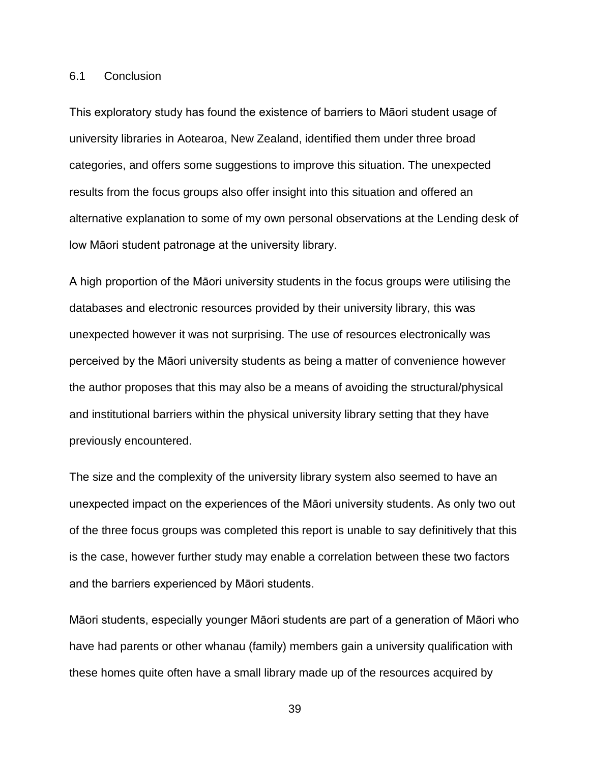## 6.1 Conclusion

This exploratory study has found the existence of barriers to Māori student usage of university libraries in Aotearoa, New Zealand, identified them under three broad categories, and offers some suggestions to improve this situation. The unexpected results from the focus groups also offer insight into this situation and offered an alternative explanation to some of my own personal observations at the Lending desk of low Māori student patronage at the university library.

A high proportion of the Māori university students in the focus groups were utilising the databases and electronic resources provided by their university library, this was unexpected however it was not surprising. The use of resources electronically was perceived by the Māori university students as being a matter of convenience however the author proposes that this may also be a means of avoiding the structural/physical and institutional barriers within the physical university library setting that they have previously encountered.

The size and the complexity of the university library system also seemed to have an unexpected impact on the experiences of the Māori university students. As only two out of the three focus groups was completed this report is unable to say definitively that this is the case, however further study may enable a correlation between these two factors and the barriers experienced by Māori students.

Māori students, especially younger Māori students are part of a generation of Māori who have had parents or other whanau (family) members gain a university qualification with these homes quite often have a small library made up of the resources acquired by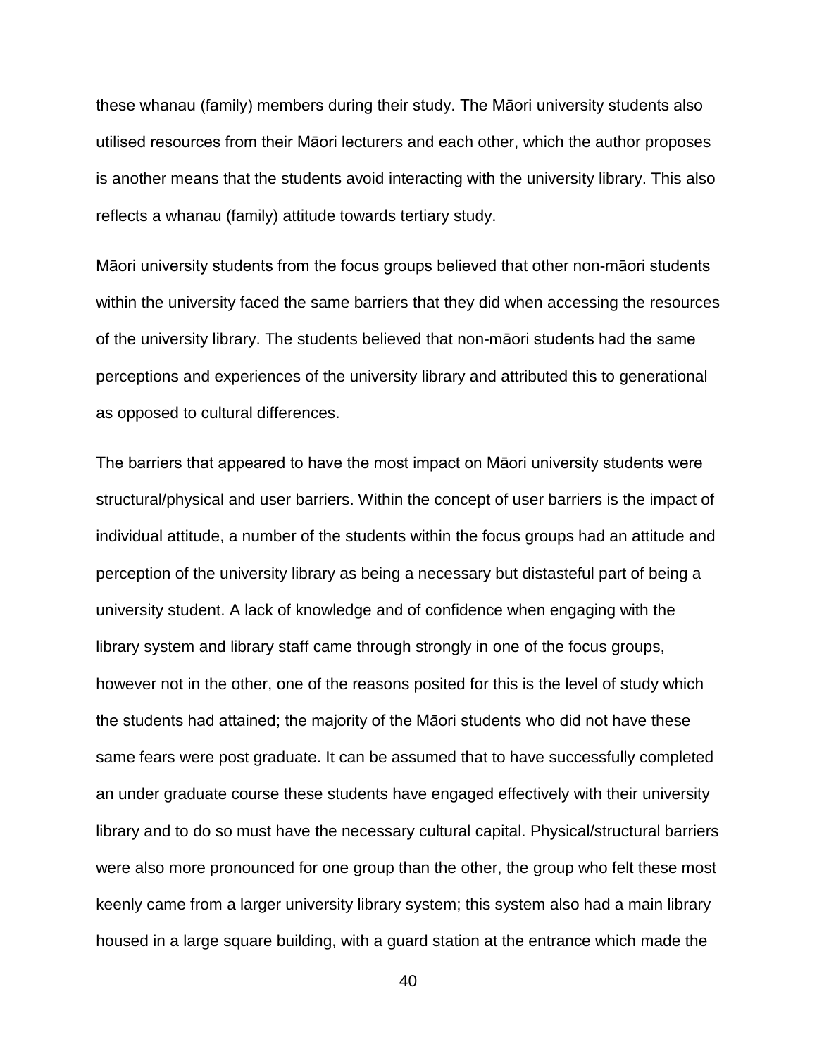these whanau (family) members during their study. The Māori university students also utilised resources from their Māori lecturers and each other, which the author proposes is another means that the students avoid interacting with the university library. This also reflects a whanau (family) attitude towards tertiary study.

Māori university students from the focus groups believed that other non-māori students within the university faced the same barriers that they did when accessing the resources of the university library. The students believed that non-māori students had the same perceptions and experiences of the university library and attributed this to generational as opposed to cultural differences.

The barriers that appeared to have the most impact on Māori university students were structural/physical and user barriers. Within the concept of user barriers is the impact of individual attitude, a number of the students within the focus groups had an attitude and perception of the university library as being a necessary but distasteful part of being a university student. A lack of knowledge and of confidence when engaging with the library system and library staff came through strongly in one of the focus groups, however not in the other, one of the reasons posited for this is the level of study which the students had attained; the majority of the Māori students who did not have these same fears were post graduate. It can be assumed that to have successfully completed an under graduate course these students have engaged effectively with their university library and to do so must have the necessary cultural capital. Physical/structural barriers were also more pronounced for one group than the other, the group who felt these most keenly came from a larger university library system; this system also had a main library housed in a large square building, with a guard station at the entrance which made the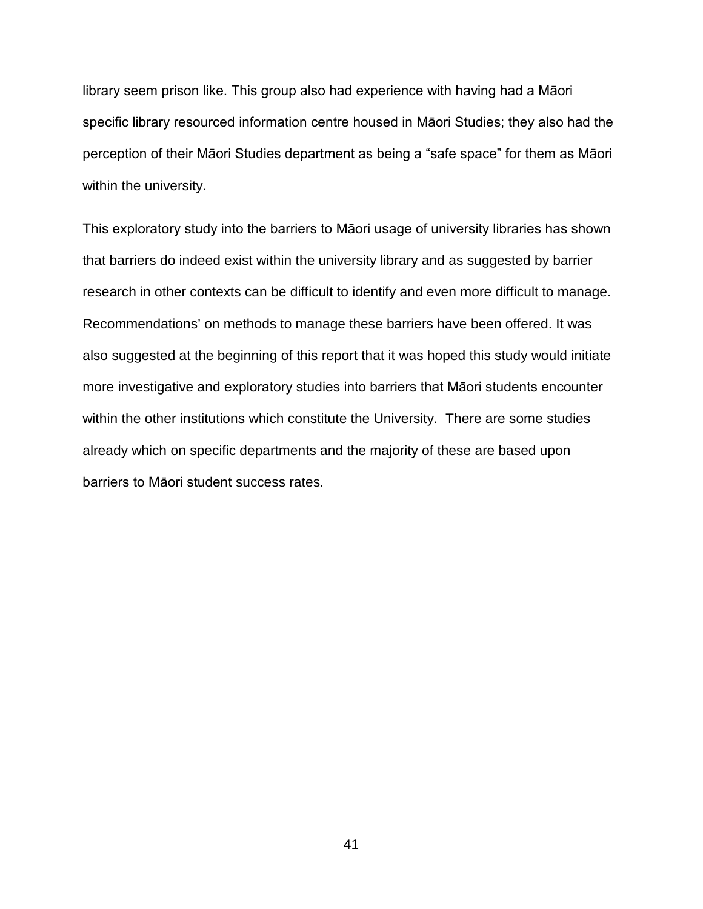library seem prison like. This group also had experience with having had a Māori specific library resourced information centre housed in Māori Studies; they also had the perception of their Māori Studies department as being a “safe space” for them as Māori within the university.

This exploratory study into the barriers to Māori usage of university libraries has shown that barriers do indeed exist within the university library and as suggested by barrier research in other contexts can be difficult to identify and even more difficult to manage. Recommendations’ on methods to manage these barriers have been offered. It was also suggested at the beginning of this report that it was hoped this study would initiate more investigative and exploratory studies into barriers that Māori students encounter within the other institutions which constitute the University.  There are some studies already which on specific departments and the majority of these are based upon barriers to Māori student success rates.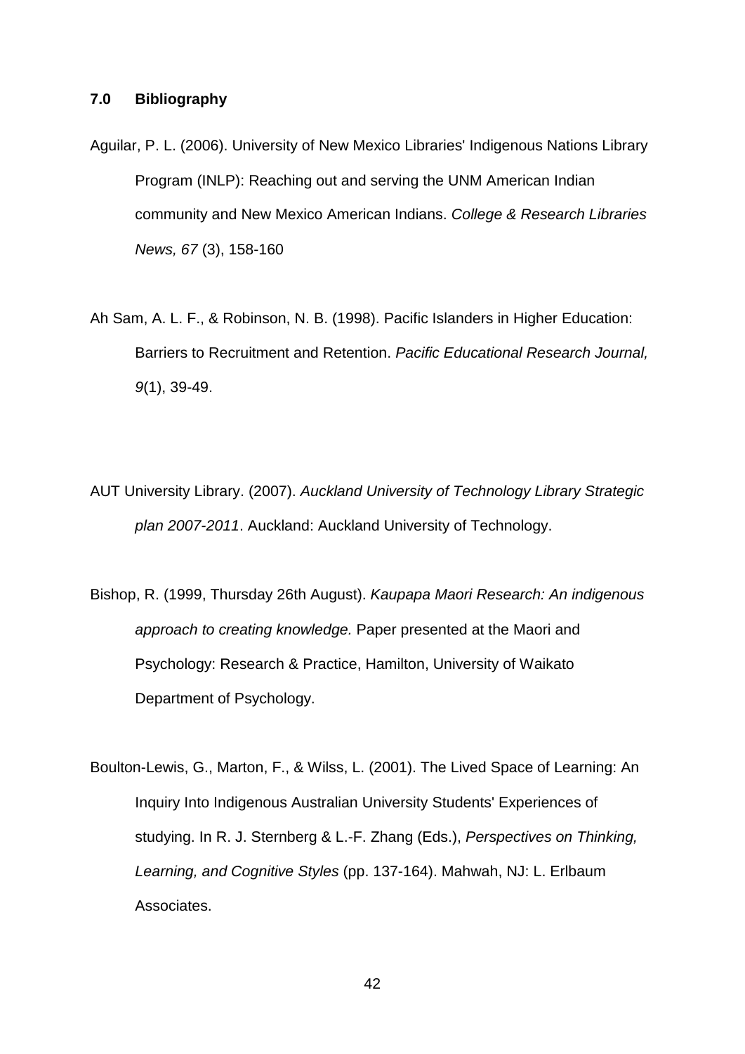## 7.0 Bibliography

Aguilar, P. L. (2006). University of New Mexico Libraries' Indigenous Nations Library Program (INLP): Reaching out and serving the UNM American Indian community and New Mexico American Indians. *College & Research Libraries News, 67* (3), 158-160

Ah Sam, A. L. F., & Robinson, N. B. (1998). Pacific Islanders in Higher Education: Barriers to Recruitment and Retention. *Pacific Educational Research Journal, 9*(1), 39-49.

AUT University Library. (2007). *Auckland University of Technology Library Strategic plan 2007-2011*. Auckland: Auckland University of Technology.

Bishop, R. (1999, Thursday 26th August). *Kaupapa Maori Research: An indigenous approach to creating knowledge.* Paper presented at the Maori and Psychology: Research & Practice, Hamilton, University of Waikato Department of Psychology.

Boulton-Lewis, G., Marton, F., & Wilss, L. (2001). The Lived Space of Learning: An Inquiry Into Indigenous Australian University Students' Experiences of studying. In R. J. Sternberg & L.-F. Zhang (Eds.), *Perspectives on Thinking, Learning, and Cognitive Styles* (pp. 137-164). Mahwah, NJ: L. Erlbaum Associates.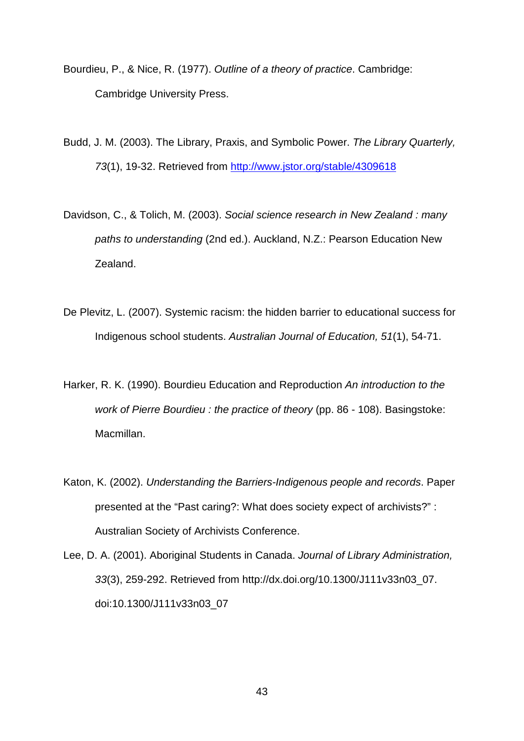Bourdieu, P., & Nice, R. (1977). *Outline of a theory of practice*. Cambridge: Cambridge University Press.

Budd, J. M. (2003). The Library, Praxis, and Symbolic Power. *The Library Quarterly, 73*(1), 19-32. Retrieved from http://www.jstor.org/stable/4309618

Davidson, C., & Tolich, M. (2003). *Social science research in New Zealand : many paths to understanding* (2nd ed.). Auckland, N.Z.: Pearson Education New Zealand.

De Plevitz, L. (2007). Systemic racism: the hidden barrier to educational success for Indigenous school students. *Australian Journal of Education, 51*(1), 54-71.

Harker, R. K. (1990). Bourdieu Education and Reproduction *An introduction to the work of Pierre Bourdieu : the practice of theory* (pp. 86 - 108). Basingstoke: Macmillan.

Katon, K. (2002). *Understanding the Barriers-Indigenous people and records*. Paper presented at the “Past caring?: What does society expect of archivists?” : Australian Society of Archivists Conference.

Lee, D. A. (2001). Aboriginal Students in Canada. *Journal of Library Administration, 33*(3), 259-292. Retrieved from http://dx.doi.org/10.1300/J111v33n03_07. doi:10.1300/J111v33n03_07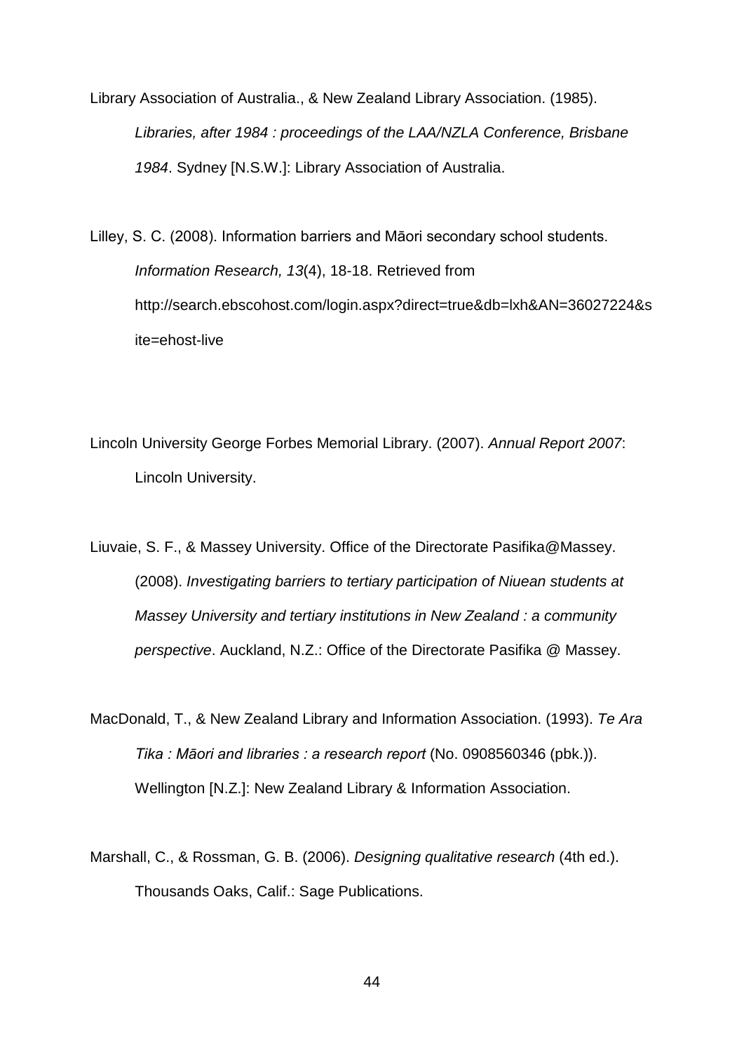Library Association of Australia., & New Zealand Library Association. (1985). *Libraries, after 1984 : proceedings of the LAA/NZLA Conference, Brisbane 1984*. Sydney [N.S.W.]: Library Association of Australia.

Lilley, S. C. (2008). Information barriers and Māori secondary school students. *Information Research, 13*(4), 18-18. Retrieved from http://search.ebscohost.com/login.aspx?direct=true&db=lxh&AN=36027224&site=ehost-live

Lincoln University George Forbes Memorial Library. (2007). *Annual Report 2007*: Lincoln University.

Liuvaie, S. F., & Massey University. Office of the Directorate Pasifika@Massey. (2008). *Investigating barriers to tertiary participation of Niuean students at Massey University and tertiary institutions in New Zealand : a community perspective*. Auckland, N.Z.: Office of the Directorate Pasifika @ Massey.

MacDonald, T., & New Zealand Library and Information Association. (1993). *Te Ara Tika : Māori and libraries : a research report* (No. 0908560346 (pbk.)). Wellington [N.Z.]: New Zealand Library & Information Association.

Marshall, C., & Rossman, G. B. (2006). *Designing qualitative research* (4th ed.). Thousands Oaks, Calif.: Sage Publications.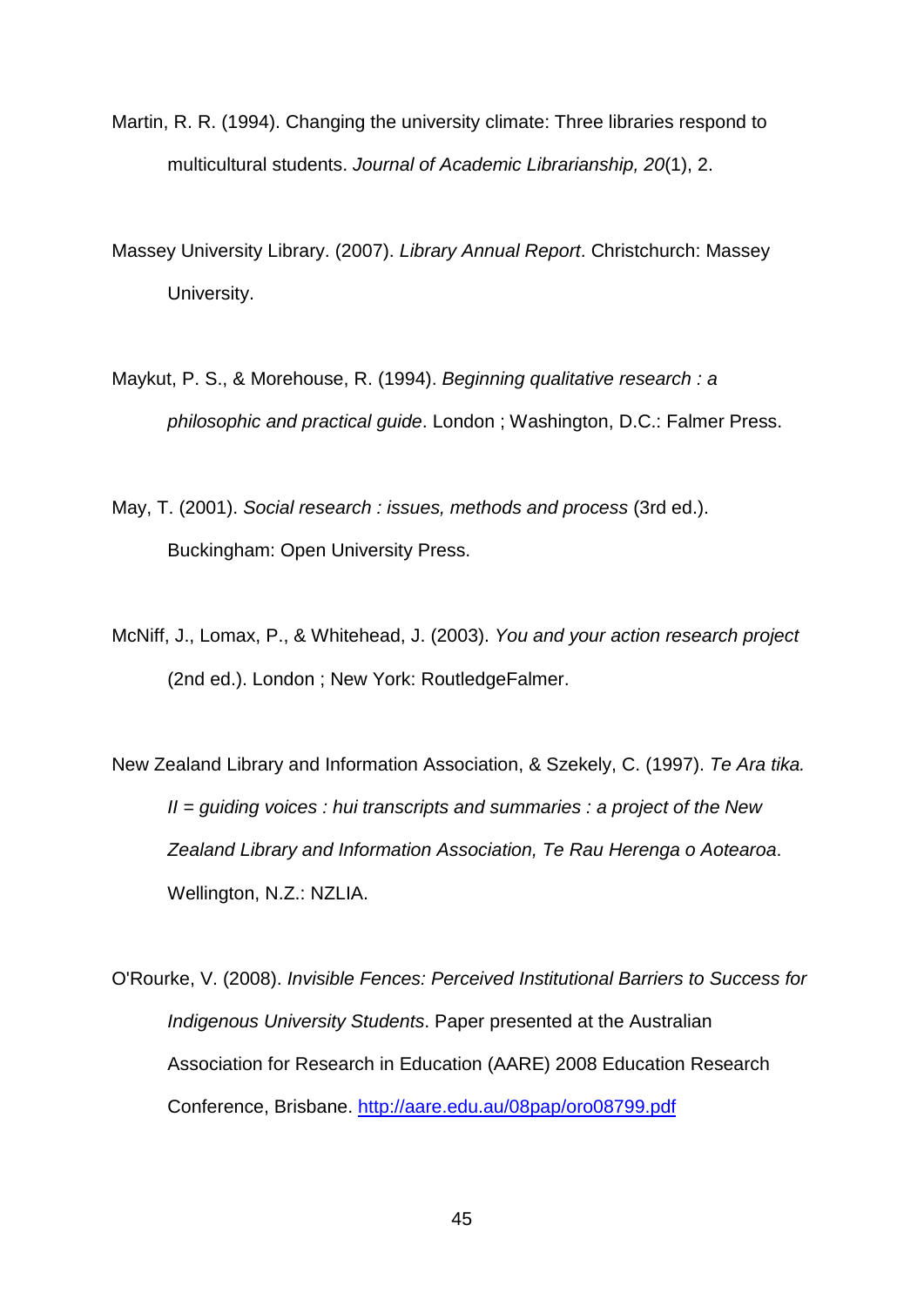Martin, R. R. (1994). Changing the university climate: Three libraries respond to multicultural students. *Journal of Academic Librarianship, 20*(1), 2.

Massey University Library. (2007). *Library Annual Report*. Christchurch: Massey University.

Maykut, P. S., & Morehouse, R. (1994). *Beginning qualitative research : a philosophic and practical guide*. London ; Washington, D.C.: Falmer Press.

May, T. (2001). *Social research : issues, methods and process* (3rd ed.). Buckingham: Open University Press.

McNiff, J., Lomax, P., & Whitehead, J. (2003). *You and your action research project* (2nd ed.). London ; New York: RoutledgeFalmer.

New Zealand Library and Information Association, & Szekely, C. (1997). *Te Ara tika. II = guiding voices : hui transcripts and summaries : a project of the New Zealand Library and Information Association, Te Rau Herenga o Aotearoa*. Wellington, N.Z.: NZLIA.

O'Rourke, V. (2008). *Invisible Fences: Perceived Institutional Barriers to Success for Indigenous University Students*. Paper presented at the Australian Association for Research in Education (AARE) 2008 Education Research Conference, Brisbane. http://aare.edu.au/08pap/oro08799.pdf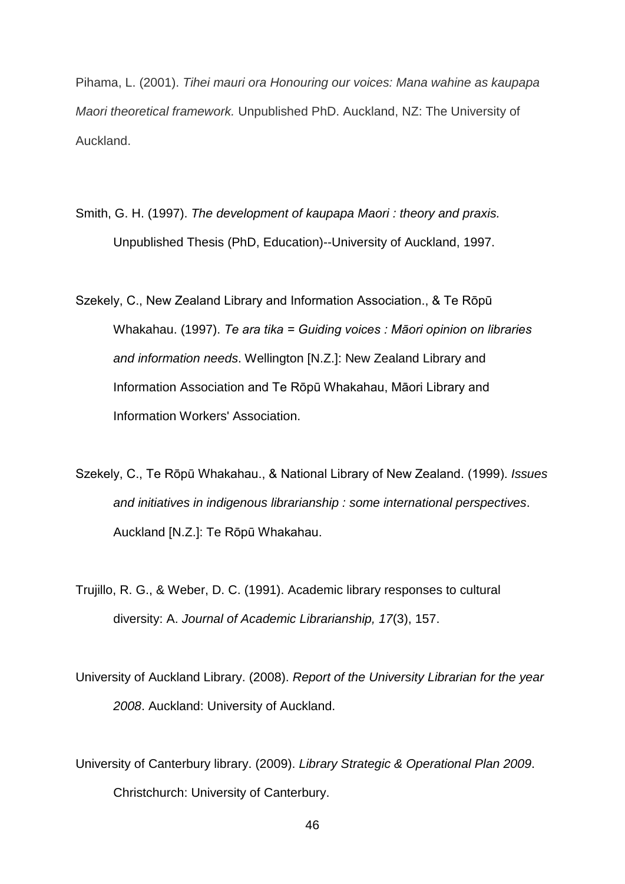Pihama, L. (2001). *Tihei mauri ora Honouring our voices: Mana wahine as kaupapa Maori theoretical framework.* Unpublished PhD. Auckland, NZ: The University of Auckland.

Smith, G. H. (1997). *The development of kaupapa Maori : theory and praxis.* Unpublished Thesis (PhD, Education)--University of Auckland, 1997.

Szekely, C., New Zealand Library and Information Association., & Te Rōpū Whakahau. (1997). *Te ara tika = Guiding voices : Māori opinion on libraries and information needs*. Wellington [N.Z.]: New Zealand Library and Information Association and Te Rōpū Whakahau, Māori Library and Information Workers' Association.

Szekely, C., Te Rōpū Whakahau., & National Library of New Zealand. (1999). *Issues and initiatives in indigenous librarianship : some international perspectives*. Auckland [N.Z.]: Te Rōpū Whakahau.

Trujillo, R. G., & Weber, D. C. (1991). Academic library responses to cultural diversity: A. *Journal of Academic Librarianship, 17*(3), 157.

University of Auckland Library. (2008). *Report of the University Librarian for the year 2008*. Auckland: University of Auckland.

University of Canterbury library. (2009). *Library Strategic & Operational Plan 2009*. Christchurch: University of Canterbury.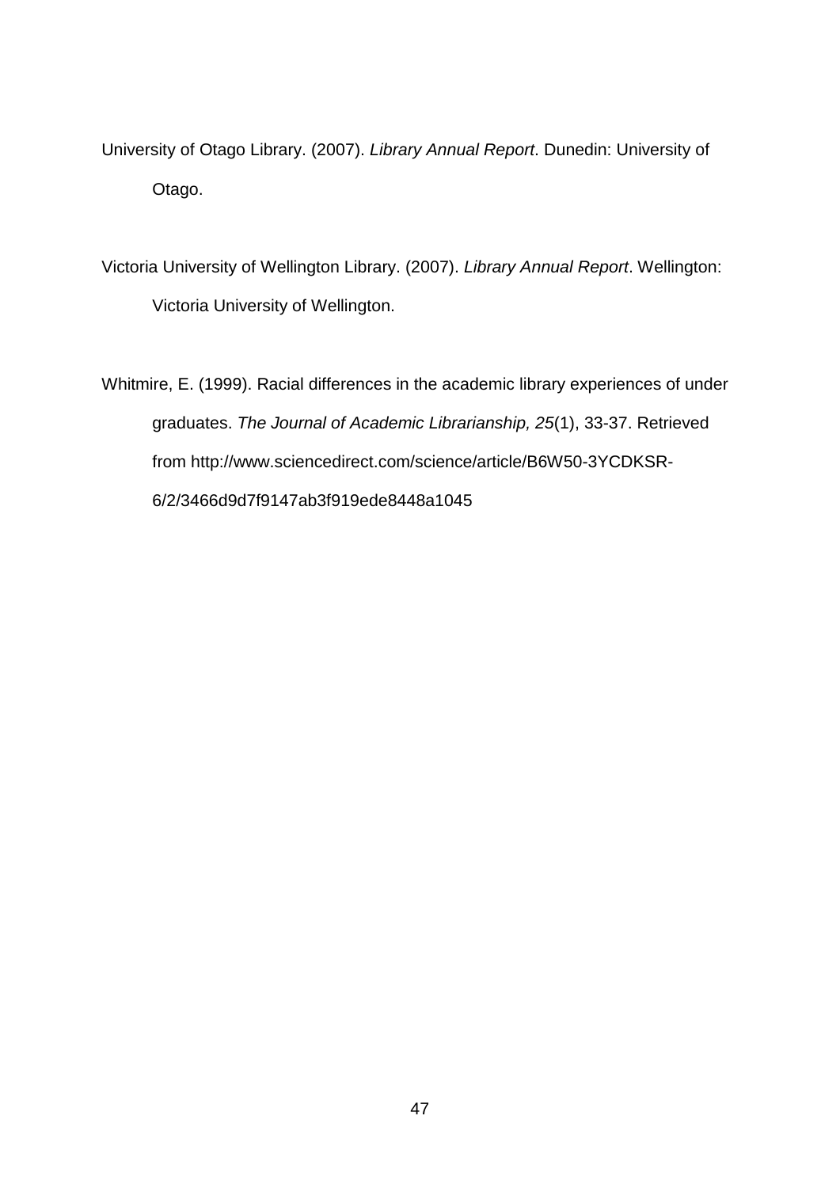University of Otago Library. (2007). *Library Annual Report*. Dunedin: University of Otago.

Victoria University of Wellington Library. (2007). *Library Annual Report*. Wellington: Victoria University of Wellington.

Whitmire, E. (1999). Racial differences in the academic library experiences of under graduates. *The Journal of Academic Librarianship, 25*(1), 33-37. Retrieved from http://www.sciencedirect.com/science/article/B6W50-3YCDKSR-6/2/3466d9d7f9147ab3f919ede8448a1045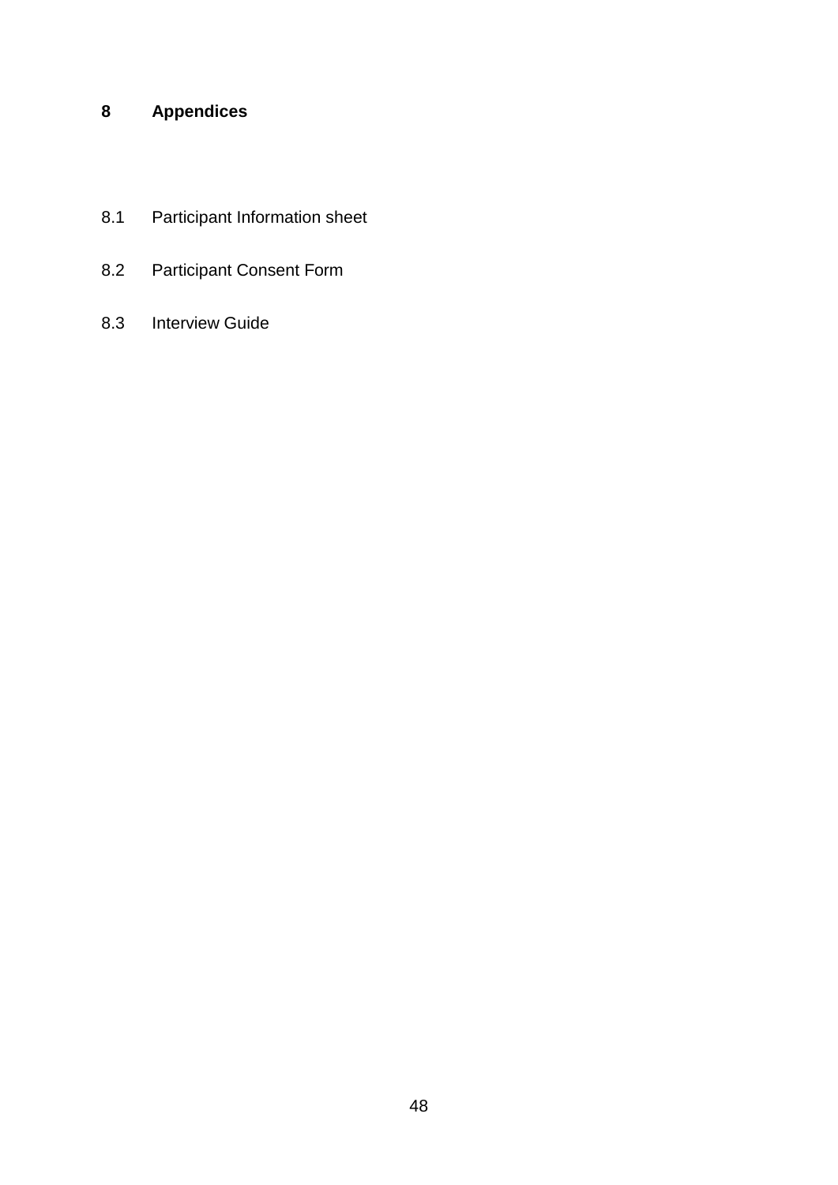# 8 Appendices

8.1 Participant Information sheet

8.2 Participant Consent Form

8.3 Interview Guide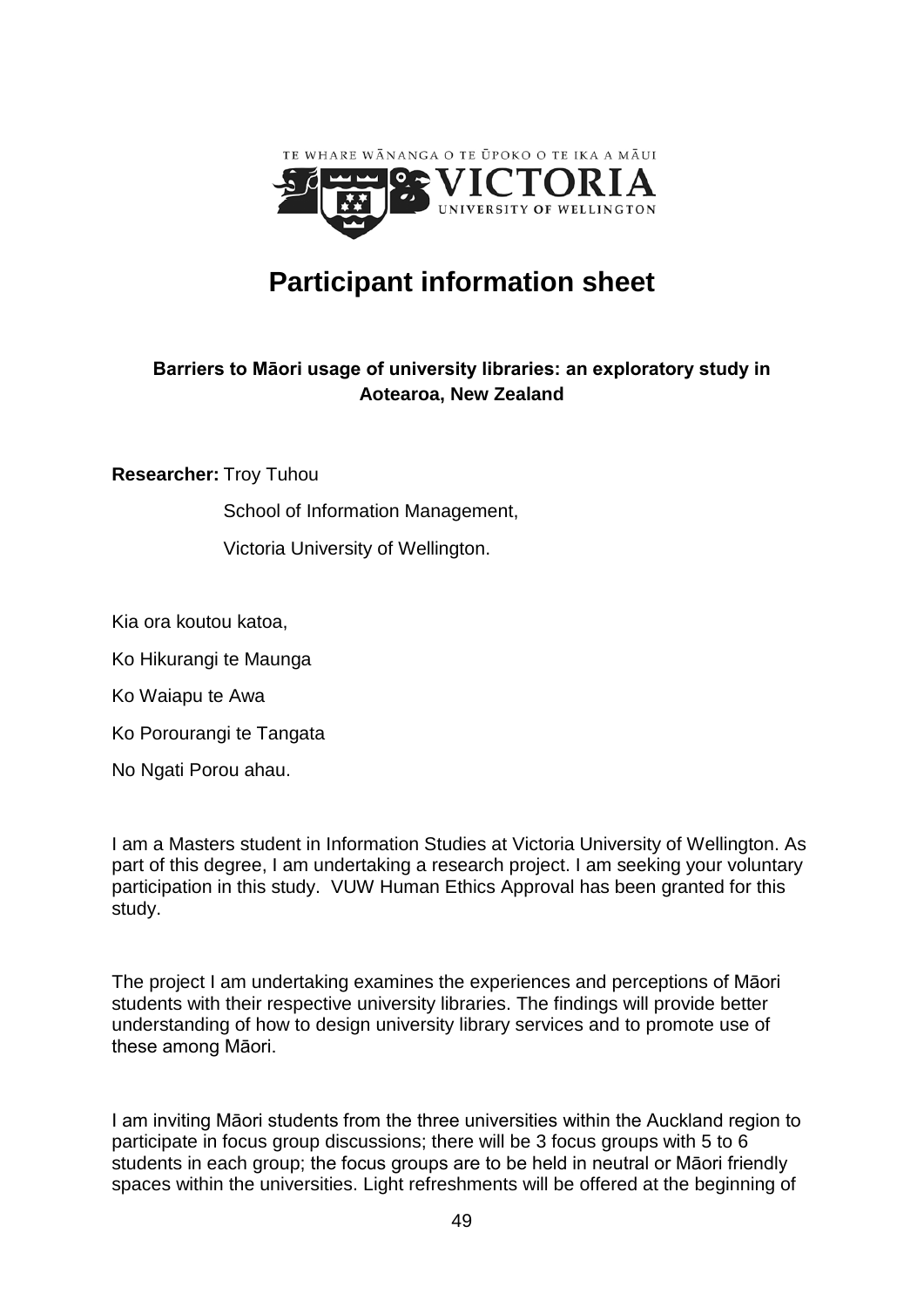TE WHARE WĀNANGA O TE ŪPOKO O TE IKA A MĀUI

VICTORIA UNIVERSITY OF WELLINGTON

# Participant information sheet

**Barriers to Māori usage of university libraries: an exploratory study in Aotearoa, New Zealand**

**Researcher:** Troy Tuhou

School of Information Management,

Victoria University of Wellington.

Kia ora koutou katoa,

Ko Hikurangi te Maunga

Ko Waiapu te Awa

Ko Porourangi te Tangata

No Ngati Porou ahau.

I am a Masters student in Information Studies at Victoria University of Wellington. As part of this degree, I am undertaking a research project. I am seeking your voluntary participation in this study. VUW Human Ethics Approval has been granted for this study.

The project I am undertaking examines the experiences and perceptions of Māori students with their respective university libraries. The findings will provide better understanding of how to design university library services and to promote use of these among Māori.

I am inviting Māori students from the three universities within the Auckland region to participate in focus group discussions; there will be 3 focus groups with 5 to 6 students in each group; the focus groups are to be held in neutral or Māori friendly spaces within the universities. Light refreshments will be offered at the beginning of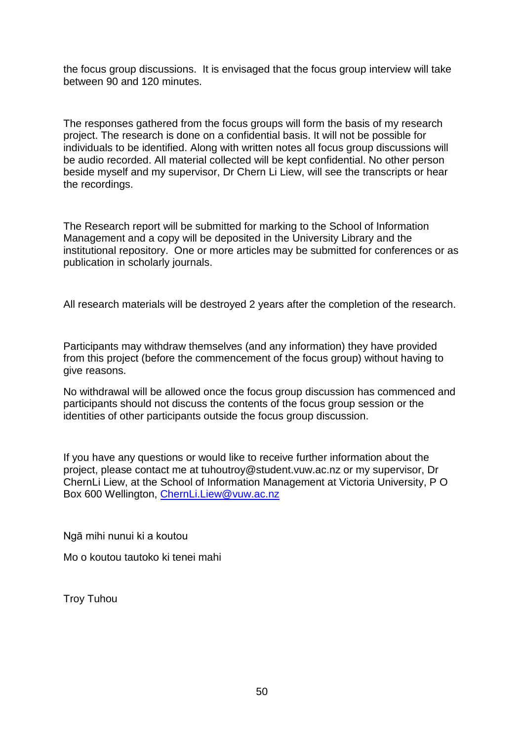the focus group discussions. It is envisaged that the focus group interview will take between 90 and 120 minutes.

The responses gathered from the focus groups will form the basis of my research project. The research is done on a confidential basis. It will not be possible for individuals to be identified. Along with written notes all focus group discussions will be audio recorded. All material collected will be kept confidential. No other person beside myself and my supervisor, Dr Chern Li Liew, will see the transcripts or hear the recordings.

The Research report will be submitted for marking to the School of Information Management and a copy will be deposited in the University Library and the institutional repository. One or more articles may be submitted for conferences or as publication in scholarly journals.

All research materials will be destroyed 2 years after the completion of the research.

Participants may withdraw themselves (and any information) they have provided from this project (before the commencement of the focus group) without having to give reasons.

No withdrawal will be allowed once the focus group discussion has commenced and participants should not discuss the contents of the focus group session or the identities of other participants outside the focus group discussion.

If you have any questions or would like to receive further information about the project, please contact me at tuhoutroy@student.vuw.ac.nz or my supervisor, Dr ChernLi Liew, at the School of Information Management at Victoria University, P O Box 600 Wellington, ChernLi.Liew@vuw.ac.nz

Ngā mihi nunui ki a koutou

Mo o koutou tautoko ki tenei mahi

Troy Tuhou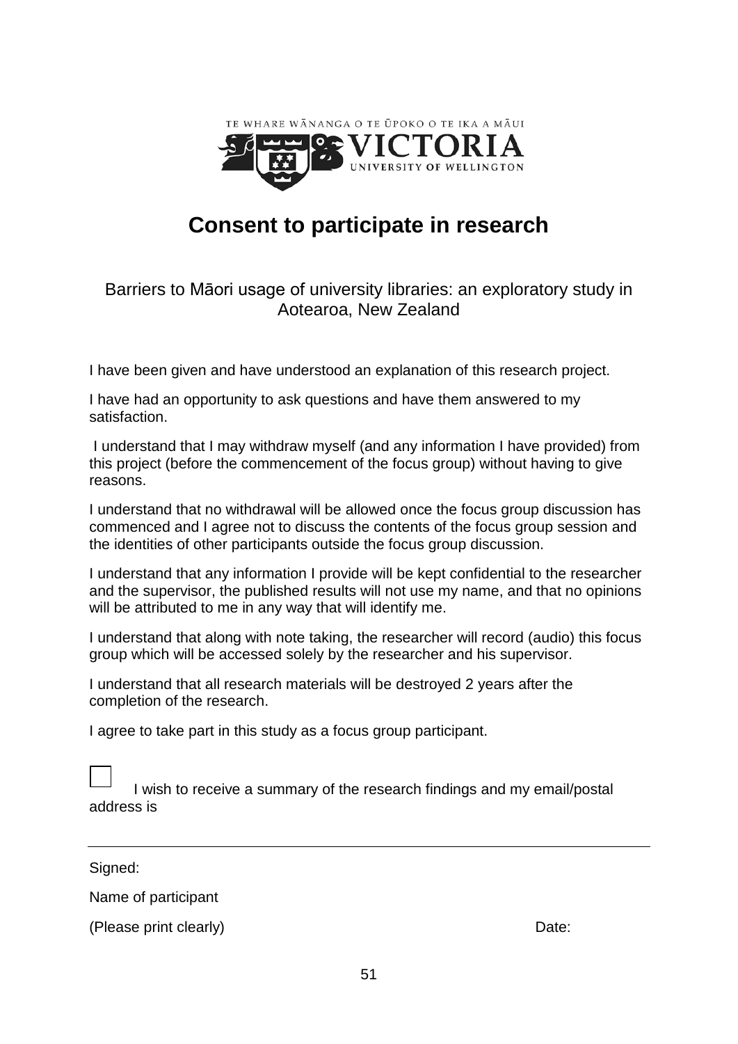TE WHARE WĀNANGA O TE ŪPOKO O TE IKA A MĀUI

VICTORIA

UNIVERSITY OF WELLINGTON

# Consent to participate in research

Barriers to Māori usage of university libraries: an exploratory study in Aotearoa, New Zealand

I have been given and have understood an explanation of this research project.

I have had an opportunity to ask questions and have them answered to my satisfaction.

I understand that I may withdraw myself (and any information I have provided) from this project (before the commencement of the focus group) without having to give reasons.

I understand that no withdrawal will be allowed once the focus group discussion has commenced and I agree not to discuss the contents of the focus group session and the identities of other participants outside the focus group discussion.

I understand that any information I provide will be kept confidential to the researcher and the supervisor, the published results will not use my name, and that no opinions will be attributed to me in any way that will identify me.

I understand that along with note taking, the researcher will record (audio) this focus group which will be accessed solely by the researcher and his supervisor.

I understand that all research materials will be destroyed 2 years after the completion of the research.

I agree to take part in this study as a focus group participant.

☐ I wish to receive a summary of the research findings and my email/postal address is

---

Signed:

Name of participant

(Please print clearly) Date: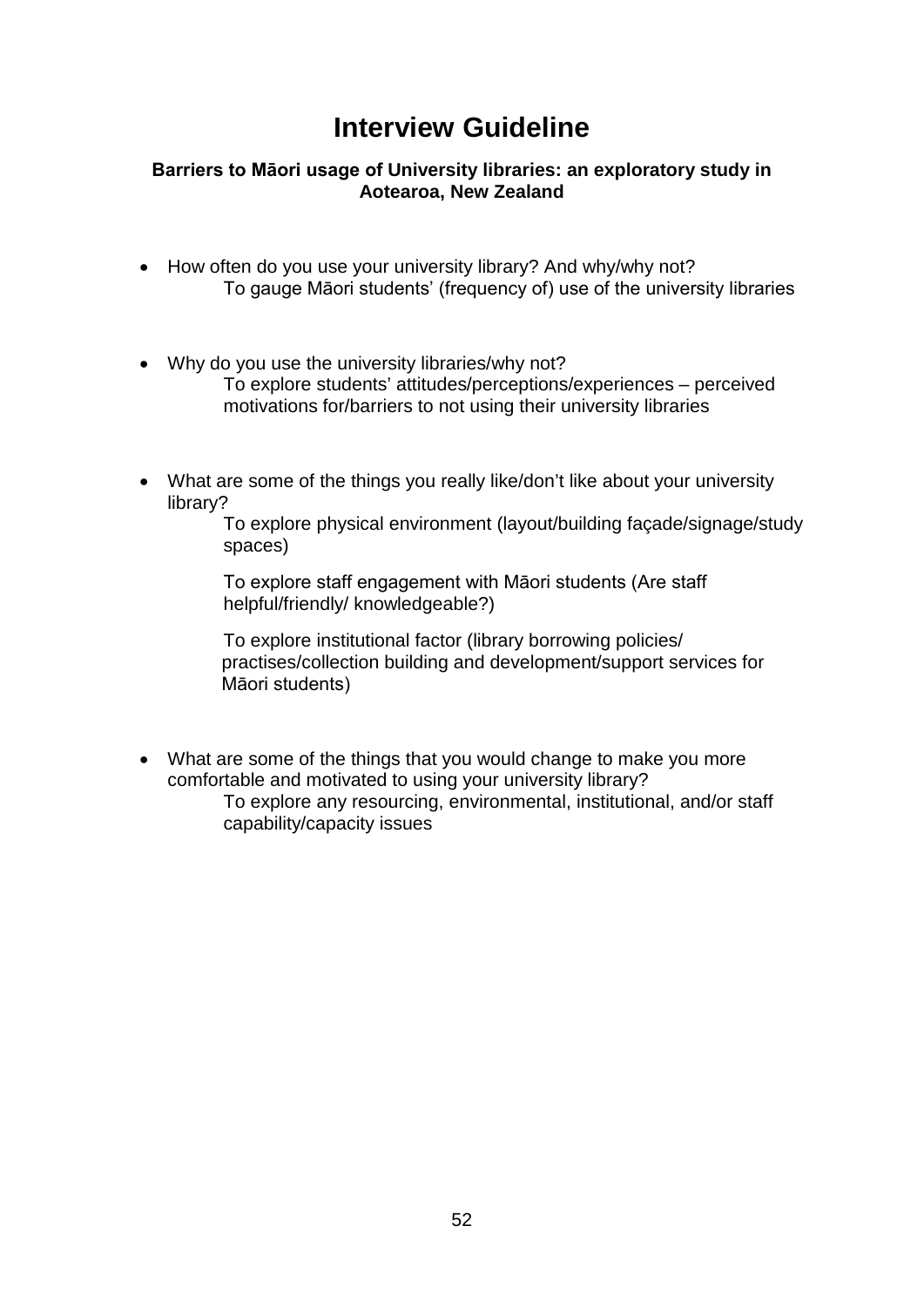# Interview Guideline

**Barriers to Māori usage of University libraries: an exploratory study in Aotearoa, New Zealand**

- How often do you use your university library? And why/why not?
  
  To gauge Māori students' (frequency of) use of the university libraries

- Why do you use the university libraries/why not?
  
  To explore students' attitudes/perceptions/experiences – perceived motivations for/barriers to not using their university libraries

- What are some of the things you really like/don't like about your university library?
  
  To explore physical environment (layout/building façade/signage/study spaces)
  
  To explore staff engagement with Māori students (Are staff helpful/friendly/ knowledgeable?)
  
  To explore institutional factor (library borrowing policies/ practises/collection building and development/support services for Māori students)

- What are some of the things that you would change to make you more comfortable and motivated to using your university library?
  
  To explore any resourcing, environmental, institutional, and/or staff capability/capacity issues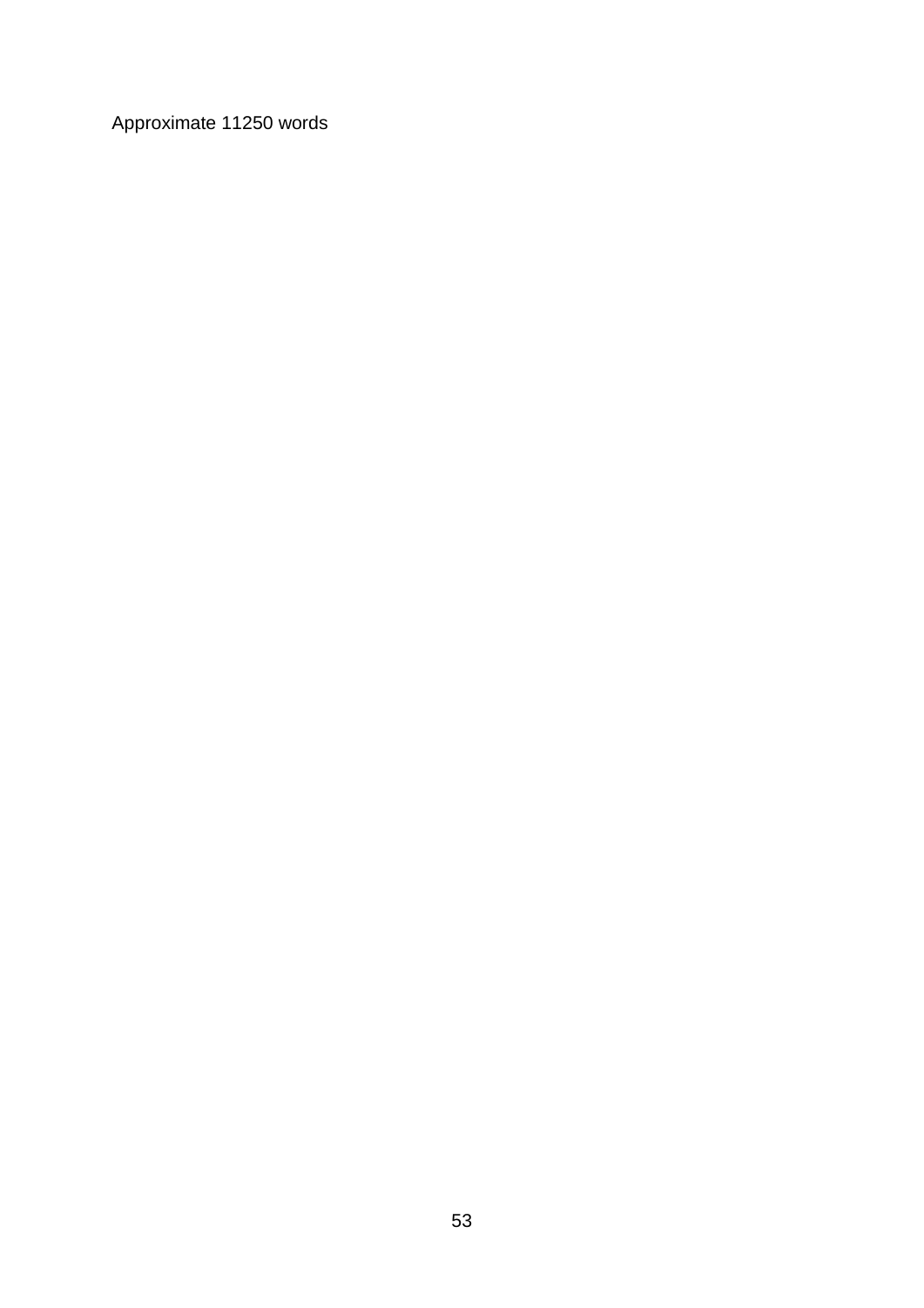Approximate 11250 words